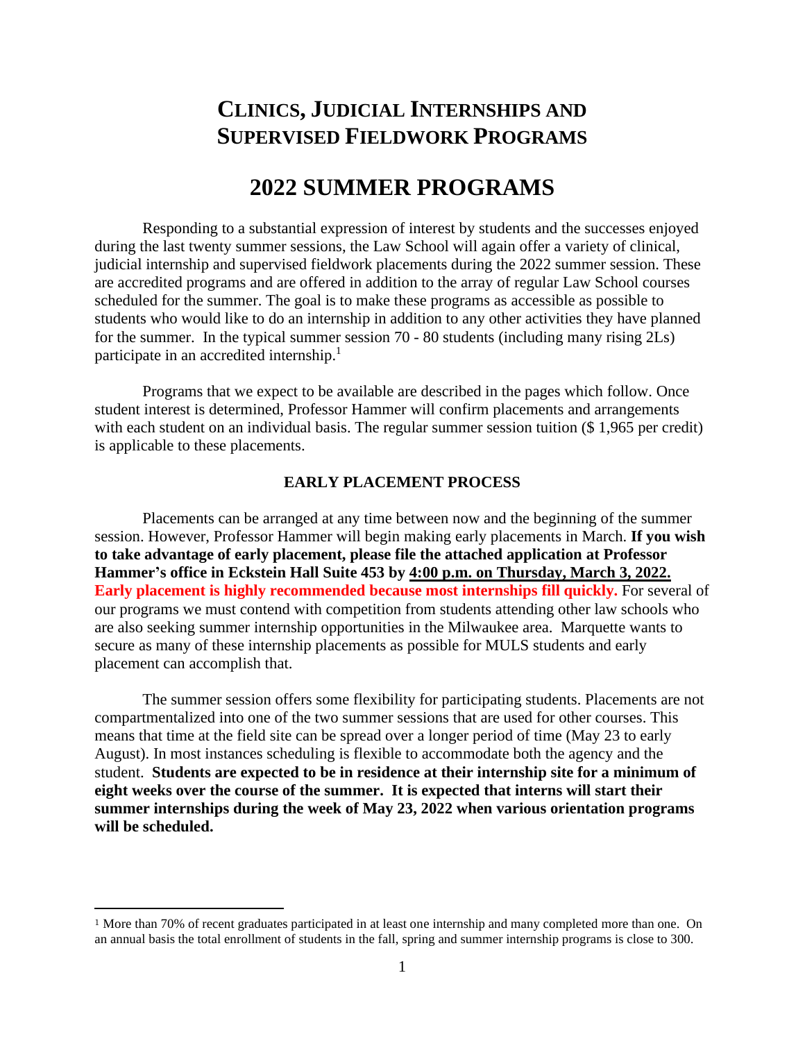# CLINICS, JUDICIAL INTERNSHIPS AND SUPERVISED FIELDWORK PROGRAMS

# 2022 SUMMER PROGRAMS

Responding to a substantial expression of interest by students and the successes enjoyed during the last twenty summer sessions, the Law School will again offer a variety of clinical, judicial internship and supervised fieldwork placements during the 2022 summer session. These are accredited programs and are offered in addition to the array of regular Law School courses scheduled for the summer. The goal is to make these programs as accessible as possible to students who would like to do an internship in addition to any other activities they have planned for the summer. In the typical summer session 70 - 80 students (including many rising 2Ls) participate in an accredited internship.[1]

Programs that we expect to be available are described in the pages which follow. Once student interest is determined, Professor Hammer will confirm placements and arrangements with each student on an individual basis. The regular summer session tuition ($ 1,965 per credit) is applicable to these placements.

### EARLY PLACEMENT PROCESS

Placements can be arranged at any time between now and the beginning of the summer session. However, Professor Hammer will begin making early placements in March. **If you wish to take advantage of early placement, please file the attached application at Professor Hammer's office in Eckstein Hall Suite 453 by <u>4:00 p.m. on Thursday, March 3, 2022.</u>** **Early placement is highly recommended because most internships fill quickly.** For several of our programs we must contend with competition from students attending other law schools who are also seeking summer internship opportunities in the Milwaukee area. Marquette wants to secure as many of these internship placements as possible for MULS students and early placement can accomplish that.

The summer session offers some flexibility for participating students. Placements are not compartmentalized into one of the two summer sessions that are used for other courses. This means that time at the field site can be spread over a longer period of time (May 23 to early August). In most instances scheduling is flexible to accommodate both the agency and the student. **Students are expected to be in residence at their internship site for a minimum of eight weeks over the course of the summer. It is expected that interns will start their summer internships during the week of May 23, 2022 when various orientation programs will be scheduled.**

---

[1] More than 70% of recent graduates participated in at least one internship and many completed more than one. On an annual basis the total enrollment of students in the fall, spring and summer internship programs is close to 300.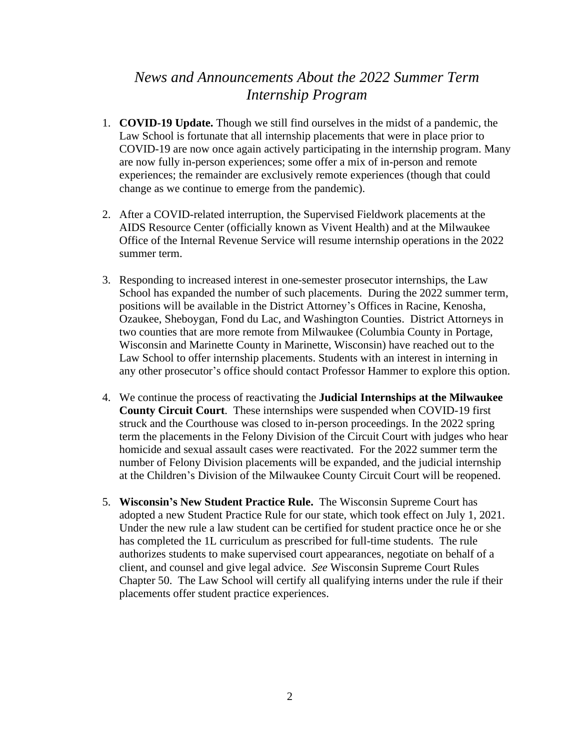# *News and Announcements About the 2022 Summer Term Internship Program*

1. **COVID-19 Update.** Though we still find ourselves in the midst of a pandemic, the Law School is fortunate that all internship placements that were in place prior to COVID-19 are now once again actively participating in the internship program. Many are now fully in-person experiences; some offer a mix of in-person and remote experiences; the remainder are exclusively remote experiences (though that could change as we continue to emerge from the pandemic).

2. After a COVID-related interruption, the Supervised Fieldwork placements at the AIDS Resource Center (officially known as Vivent Health) and at the Milwaukee Office of the Internal Revenue Service will resume internship operations in the 2022 summer term.

3. Responding to increased interest in one-semester prosecutor internships, the Law School has expanded the number of such placements. During the 2022 summer term, positions will be available in the District Attorney's Offices in Racine, Kenosha, Ozaukee, Sheboygan, Fond du Lac, and Washington Counties. District Attorneys in two counties that are more remote from Milwaukee (Columbia County in Portage, Wisconsin and Marinette County in Marinette, Wisconsin) have reached out to the Law School to offer internship placements. Students with an interest in interning in any other prosecutor's office should contact Professor Hammer to explore this option.

4. We continue the process of reactivating the **Judicial Internships at the Milwaukee County Circuit Court**. These internships were suspended when COVID-19 first struck and the Courthouse was closed to in-person proceedings. In the 2022 spring term the placements in the Felony Division of the Circuit Court with judges who hear homicide and sexual assault cases were reactivated. For the 2022 summer term the number of Felony Division placements will be expanded, and the judicial internship at the Children's Division of the Milwaukee County Circuit Court will be reopened.

5. **Wisconsin's New Student Practice Rule.** The Wisconsin Supreme Court has adopted a new Student Practice Rule for our state, which took effect on July 1, 2021. Under the new rule a law student can be certified for student practice once he or she has completed the 1L curriculum as prescribed for full-time students. The rule authorizes students to make supervised court appearances, negotiate on behalf of a client, and counsel and give legal advice. *See* Wisconsin Supreme Court Rules Chapter 50. The Law School will certify all qualifying interns under the rule if their placements offer student practice experiences.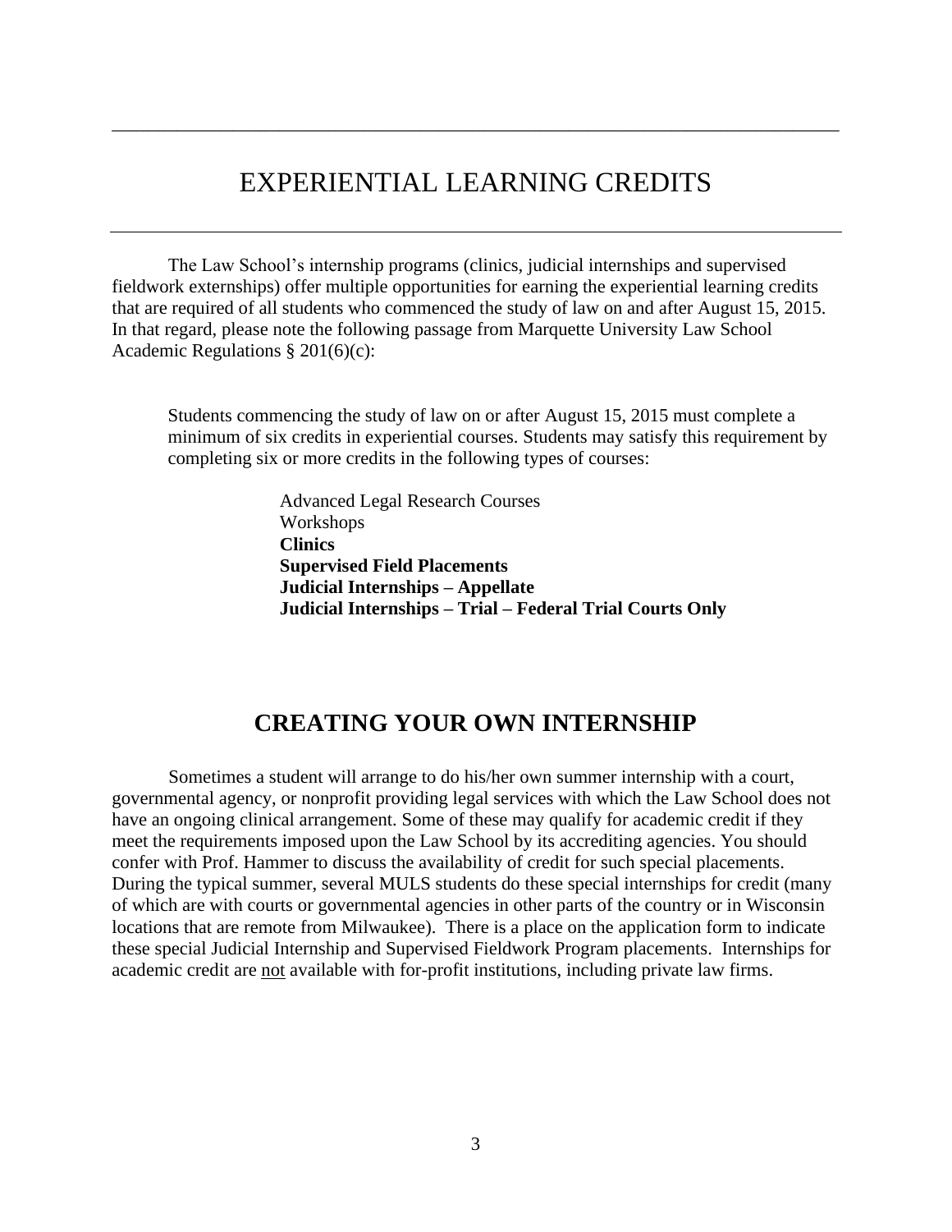# EXPERIENTIAL LEARNING CREDITS

The Law School's internship programs (clinics, judicial internships and supervised fieldwork externships) offer multiple opportunities for earning the experiential learning credits that are required of all students who commenced the study of law on and after August 15, 2015. In that regard, please note the following passage from Marquette University Law School Academic Regulations § 201(6)(c):

> Students commencing the study of law on or after August 15, 2015 must complete a minimum of six credits in experiential courses. Students may satisfy this requirement by completing six or more credits in the following types of courses:
>
> Advanced Legal Research Courses
> Workshops
> **Clinics**
> **Supervised Field Placements**
> **Judicial Internships – Appellate**
> **Judicial Internships – Trial – Federal Trial Courts Only**

## CREATING YOUR OWN INTERNSHIP

Sometimes a student will arrange to do his/her own summer internship with a court, governmental agency, or nonprofit providing legal services with which the Law School does not have an ongoing clinical arrangement. Some of these may qualify for academic credit if they meet the requirements imposed upon the Law School by its accrediting agencies. You should confer with Prof. Hammer to discuss the availability of credit for such special placements. During the typical summer, several MULS students do these special internships for credit (many of which are with courts or governmental agencies in other parts of the country or in Wisconsin locations that are remote from Milwaukee). There is a place on the application form to indicate these special Judicial Internship and Supervised Fieldwork Program placements. Internships for academic credit are <u>not</u> available with for-profit institutions, including private law firms.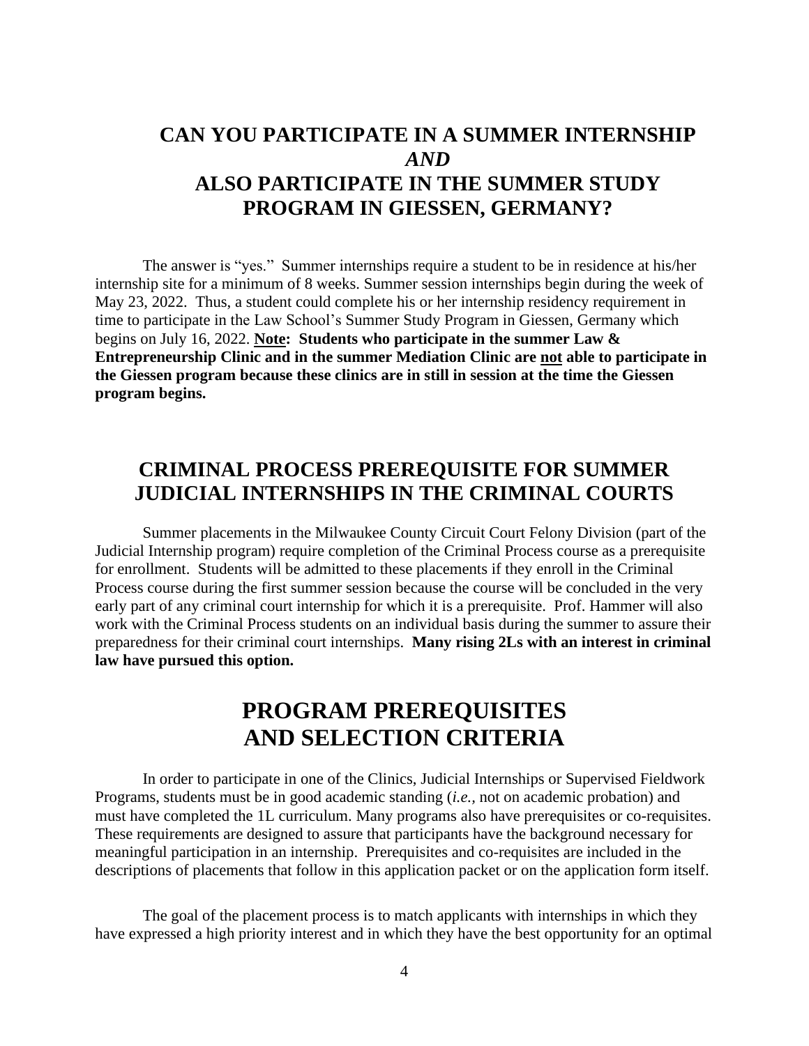# CAN YOU PARTICIPATE IN A SUMMER INTERNSHIP *AND* ALSO PARTICIPATE IN THE SUMMER STUDY PROGRAM IN GIESSEN, GERMANY?

The answer is "yes." Summer internships require a student to be in residence at his/her internship site for a minimum of 8 weeks. Summer session internships begin during the week of May 23, 2022. Thus, a student could complete his or her internship residency requirement in time to participate in the Law School's Summer Study Program in Giessen, Germany which begins on July 16, 2022. **Note: Students who participate in the summer Law & Entrepreneurship Clinic and in the summer Mediation Clinic are not able to participate in the Giessen program because these clinics are in still in session at the time the Giessen program begins.**

# CRIMINAL PROCESS PREREQUISITE FOR SUMMER JUDICIAL INTERNSHIPS IN THE CRIMINAL COURTS

Summer placements in the Milwaukee County Circuit Court Felony Division (part of the Judicial Internship program) require completion of the Criminal Process course as a prerequisite for enrollment. Students will be admitted to these placements if they enroll in the Criminal Process course during the first summer session because the course will be concluded in the very early part of any criminal court internship for which it is a prerequisite. Prof. Hammer will also work with the Criminal Process students on an individual basis during the summer to assure their preparedness for their criminal court internships. **Many rising 2Ls with an interest in criminal law have pursued this option.**

# PROGRAM PREREQUISITES AND SELECTION CRITERIA

In order to participate in one of the Clinics, Judicial Internships or Supervised Fieldwork Programs, students must be in good academic standing (*i.e.*, not on academic probation) and must have completed the 1L curriculum. Many programs also have prerequisites or co-requisites. These requirements are designed to assure that participants have the background necessary for meaningful participation in an internship. Prerequisites and co-requisites are included in the descriptions of placements that follow in this application packet or on the application form itself.

The goal of the placement process is to match applicants with internships in which they have expressed a high priority interest and in which they have the best opportunity for an optimal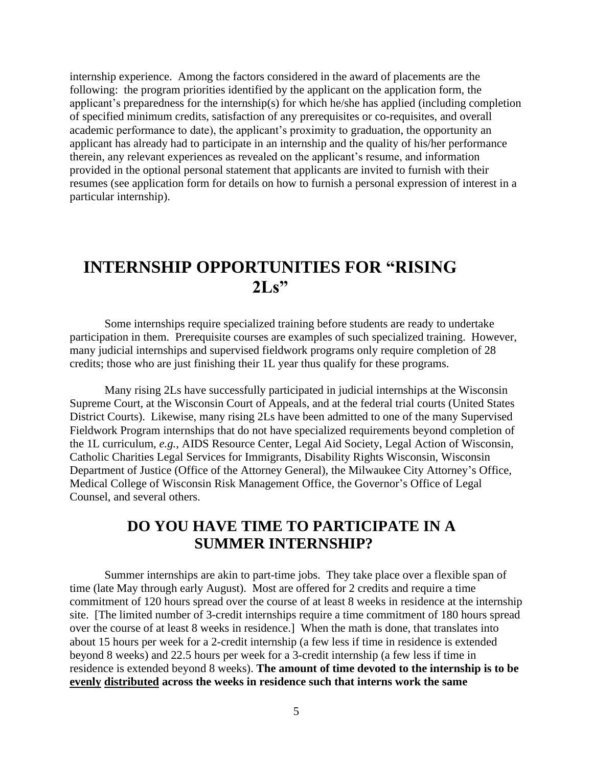internship experience. Among the factors considered in the award of placements are the following: the program priorities identified by the applicant on the application form, the applicant's preparedness for the internship(s) for which he/she has applied (including completion of specified minimum credits, satisfaction of any prerequisites or co-requisites, and overall academic performance to date), the applicant's proximity to graduation, the opportunity an applicant has already had to participate in an internship and the quality of his/her performance therein, any relevant experiences as revealed on the applicant's resume, and information provided in the optional personal statement that applicants are invited to furnish with their resumes (see application form for details on how to furnish a personal expression of interest in a particular internship).

# INTERNSHIP OPPORTUNITIES FOR "RISING 2Ls"

Some internships require specialized training before students are ready to undertake participation in them. Prerequisite courses are examples of such specialized training. However, many judicial internships and supervised fieldwork programs only require completion of 28 credits; those who are just finishing their 1L year thus qualify for these programs.

Many rising 2Ls have successfully participated in judicial internships at the Wisconsin Supreme Court, at the Wisconsin Court of Appeals, and at the federal trial courts (United States District Courts). Likewise, many rising 2Ls have been admitted to one of the many Supervised Fieldwork Program internships that do not have specialized requirements beyond completion of the 1L curriculum, *e.g.*, AIDS Resource Center, Legal Aid Society, Legal Action of Wisconsin, Catholic Charities Legal Services for Immigrants, Disability Rights Wisconsin, Wisconsin Department of Justice (Office of the Attorney General), the Milwaukee City Attorney's Office, Medical College of Wisconsin Risk Management Office, the Governor's Office of Legal Counsel, and several others.

## DO YOU HAVE TIME TO PARTICIPATE IN A SUMMER INTERNSHIP?

Summer internships are akin to part-time jobs. They take place over a flexible span of time (late May through early August). Most are offered for 2 credits and require a time commitment of 120 hours spread over the course of at least 8 weeks in residence at the internship site. [The limited number of 3-credit internships require a time commitment of 180 hours spread over the course of at least 8 weeks in residence.] When the math is done, that translates into about 15 hours per week for a 2-credit internship (a few less if time in residence is extended beyond 8 weeks) and 22.5 hours per week for a 3-credit internship (a few less if time in residence is extended beyond 8 weeks). **The amount of time devoted to the internship is to be <u>evenly</u> <u>distributed</u> across the weeks in residence such that interns work the same**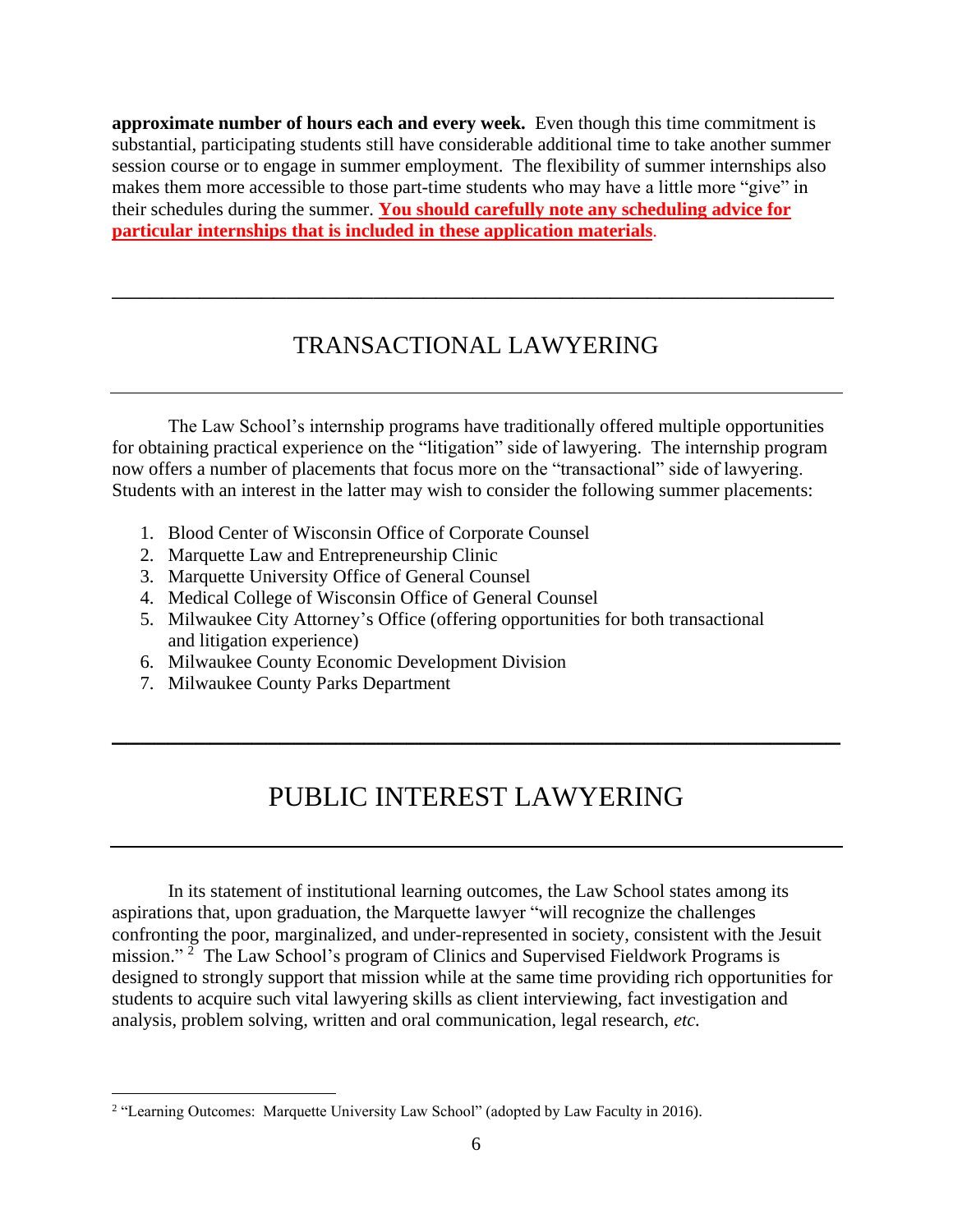**approximate number of hours each and every week.** Even though this time commitment is substantial, participating students still have considerable additional time to take another summer session course or to engage in summer employment. The flexibility of summer internships also makes them more accessible to those part-time students who may have a little more "give" in their schedules during the summer. **You should carefully note any scheduling advice for particular internships that is included in these application materials**.

---

## TRANSACTIONAL LAWYERING

---

The Law School's internship programs have traditionally offered multiple opportunities for obtaining practical experience on the "litigation" side of lawyering. The internship program now offers a number of placements that focus more on the "transactional" side of lawyering. Students with an interest in the latter may wish to consider the following summer placements:

1. Blood Center of Wisconsin Office of Corporate Counsel
2. Marquette Law and Entrepreneurship Clinic
3. Marquette University Office of General Counsel
4. Medical College of Wisconsin Office of General Counsel
5. Milwaukee City Attorney's Office (offering opportunities for both transactional and litigation experience)
6. Milwaukee County Economic Development Division
7. Milwaukee County Parks Department

---

## PUBLIC INTEREST LAWYERING

---

In its statement of institutional learning outcomes, the Law School states among its aspirations that, upon graduation, the Marquette lawyer "will recognize the challenges confronting the poor, marginalized, and under-represented in society, consistent with the Jesuit mission." [2] The Law School's program of Clinics and Supervised Fieldwork Programs is designed to strongly support that mission while at the same time providing rich opportunities for students to acquire such vital lawyering skills as client interviewing, fact investigation and analysis, problem solving, written and oral communication, legal research, *etc*.

[2] "Learning Outcomes: Marquette University Law School" (adopted by Law Faculty in 2016).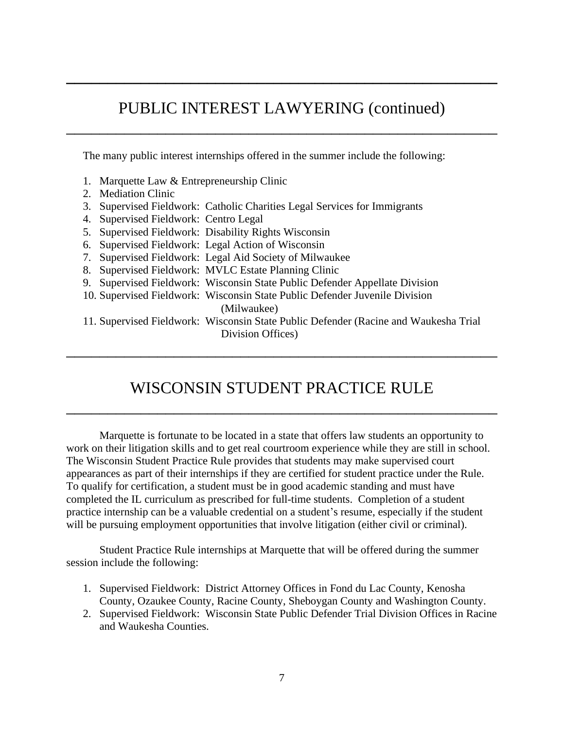# PUBLIC INTEREST LAWYERING (continued)

The many public interest internships offered in the summer include the following:

1. Marquette Law & Entrepreneurship Clinic
2. Mediation Clinic
3. Supervised Fieldwork: Catholic Charities Legal Services for Immigrants
4. Supervised Fieldwork: Centro Legal
5. Supervised Fieldwork: Disability Rights Wisconsin
6. Supervised Fieldwork: Legal Action of Wisconsin
7. Supervised Fieldwork: Legal Aid Society of Milwaukee
8. Supervised Fieldwork: MVLC Estate Planning Clinic
9. Supervised Fieldwork: Wisconsin State Public Defender Appellate Division
10. Supervised Fieldwork: Wisconsin State Public Defender Juvenile Division (Milwaukee)
11. Supervised Fieldwork: Wisconsin State Public Defender (Racine and Waukesha Trial Division Offices)

# WISCONSIN STUDENT PRACTICE RULE

Marquette is fortunate to be located in a state that offers law students an opportunity to work on their litigation skills and to get real courtroom experience while they are still in school. The Wisconsin Student Practice Rule provides that students may make supervised court appearances as part of their internships if they are certified for student practice under the Rule. To qualify for certification, a student must be in good academic standing and must have completed the IL curriculum as prescribed for full-time students. Completion of a student practice internship can be a valuable credential on a student's resume, especially if the student will be pursuing employment opportunities that involve litigation (either civil or criminal).

Student Practice Rule internships at Marquette that will be offered during the summer session include the following:

1. Supervised Fieldwork: District Attorney Offices in Fond du Lac County, Kenosha County, Ozaukee County, Racine County, Sheboygan County and Washington County.
2. Supervised Fieldwork: Wisconsin State Public Defender Trial Division Offices in Racine and Waukesha Counties.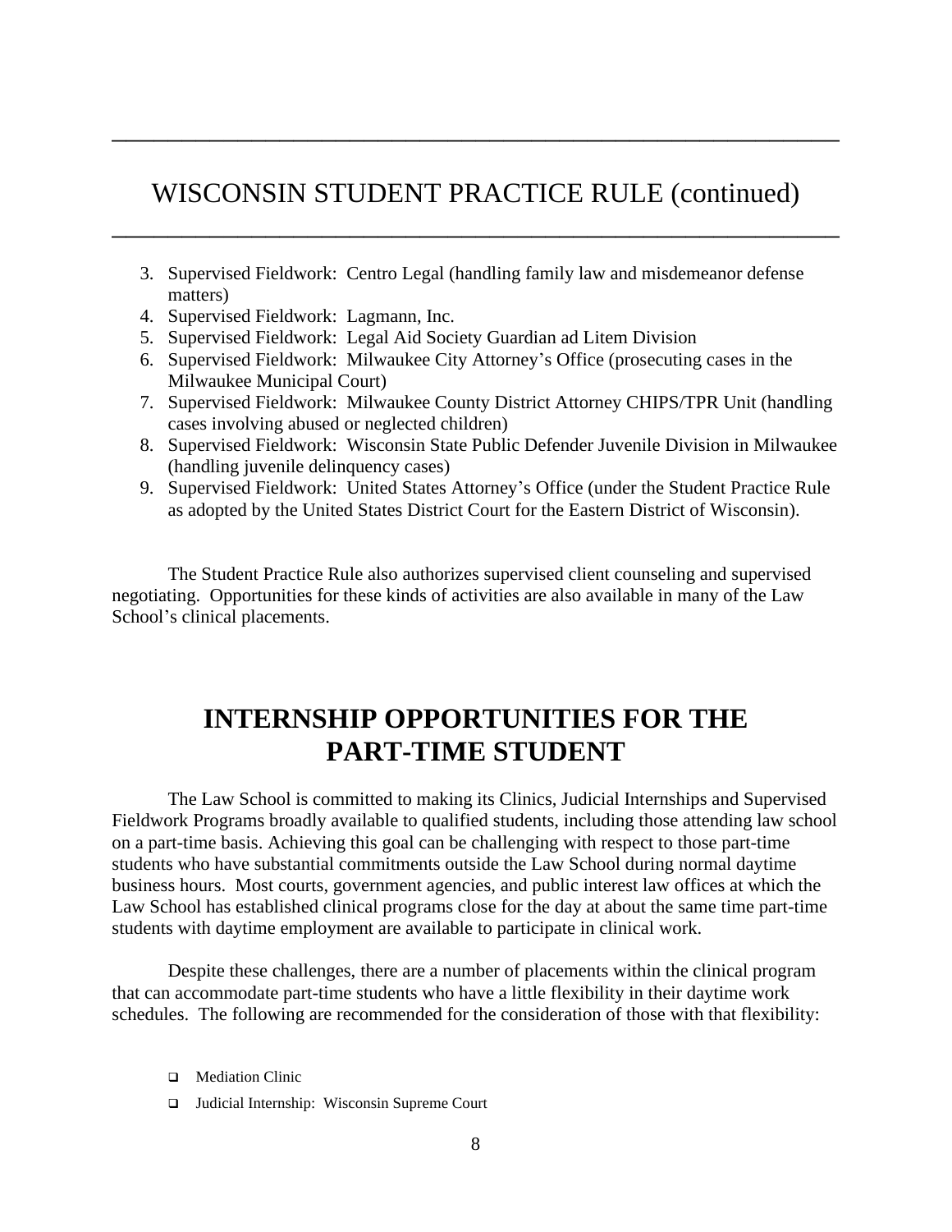## WISCONSIN STUDENT PRACTICE RULE (continued)

3. Supervised Fieldwork: Centro Legal (handling family law and misdemeanor defense matters)
4. Supervised Fieldwork: Lagmann, Inc.
5. Supervised Fieldwork: Legal Aid Society Guardian ad Litem Division
6. Supervised Fieldwork: Milwaukee City Attorney's Office (prosecuting cases in the Milwaukee Municipal Court)
7. Supervised Fieldwork: Milwaukee County District Attorney CHIPS/TPR Unit (handling cases involving abused or neglected children)
8. Supervised Fieldwork: Wisconsin State Public Defender Juvenile Division in Milwaukee (handling juvenile delinquency cases)
9. Supervised Fieldwork: United States Attorney's Office (under the Student Practice Rule as adopted by the United States District Court for the Eastern District of Wisconsin).

The Student Practice Rule also authorizes supervised client counseling and supervised negotiating. Opportunities for these kinds of activities are also available in many of the Law School's clinical placements.

# INTERNSHIP OPPORTUNITIES FOR THE PART-TIME STUDENT

The Law School is committed to making its Clinics, Judicial Internships and Supervised Fieldwork Programs broadly available to qualified students, including those attending law school on a part-time basis. Achieving this goal can be challenging with respect to those part-time students who have substantial commitments outside the Law School during normal daytime business hours. Most courts, government agencies, and public interest law offices at which the Law School has established clinical programs close for the day at about the same time part-time students with daytime employment are available to participate in clinical work.

Despite these challenges, there are a number of placements within the clinical program that can accommodate part-time students who have a little flexibility in their daytime work schedules. The following are recommended for the consideration of those with that flexibility:

- Mediation Clinic
- Judicial Internship: Wisconsin Supreme Court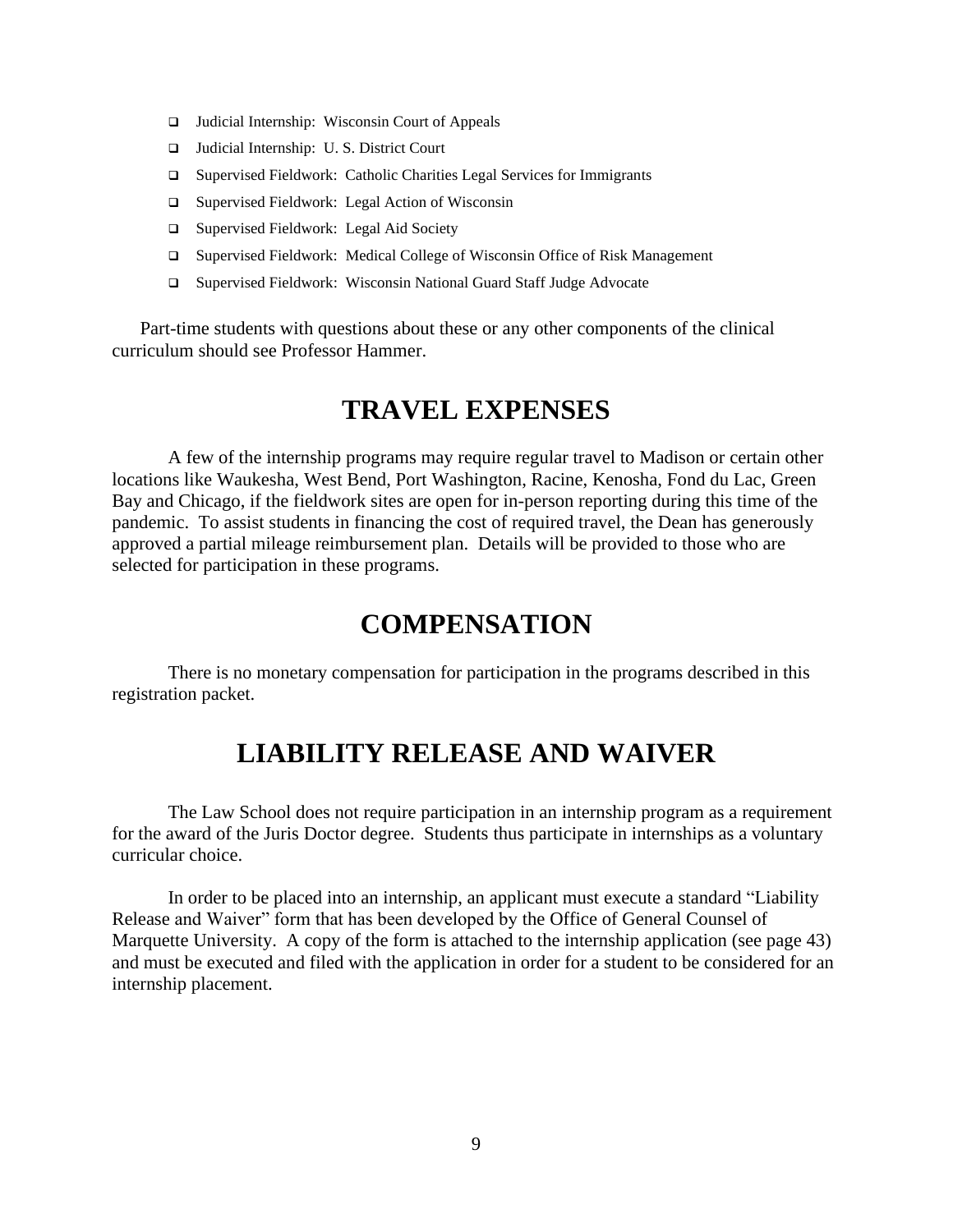- Judicial Internship: Wisconsin Court of Appeals
- Judicial Internship: U. S. District Court
- Supervised Fieldwork: Catholic Charities Legal Services for Immigrants
- Supervised Fieldwork: Legal Action of Wisconsin
- Supervised Fieldwork: Legal Aid Society
- Supervised Fieldwork: Medical College of Wisconsin Office of Risk Management
- Supervised Fieldwork: Wisconsin National Guard Staff Judge Advocate

Part-time students with questions about these or any other components of the clinical curriculum should see Professor Hammer.

## TRAVEL EXPENSES

A few of the internship programs may require regular travel to Madison or certain other locations like Waukesha, West Bend, Port Washington, Racine, Kenosha, Fond du Lac, Green Bay and Chicago, if the fieldwork sites are open for in-person reporting during this time of the pandemic. To assist students in financing the cost of required travel, the Dean has generously approved a partial mileage reimbursement plan. Details will be provided to those who are selected for participation in these programs.

## COMPENSATION

There is no monetary compensation for participation in the programs described in this registration packet.

## LIABILITY RELEASE AND WAIVER

The Law School does not require participation in an internship program as a requirement for the award of the Juris Doctor degree. Students thus participate in internships as a voluntary curricular choice.

In order to be placed into an internship, an applicant must execute a standard "Liability Release and Waiver" form that has been developed by the Office of General Counsel of Marquette University. A copy of the form is attached to the internship application (see page 43) and must be executed and filed with the application in order for a student to be considered for an internship placement.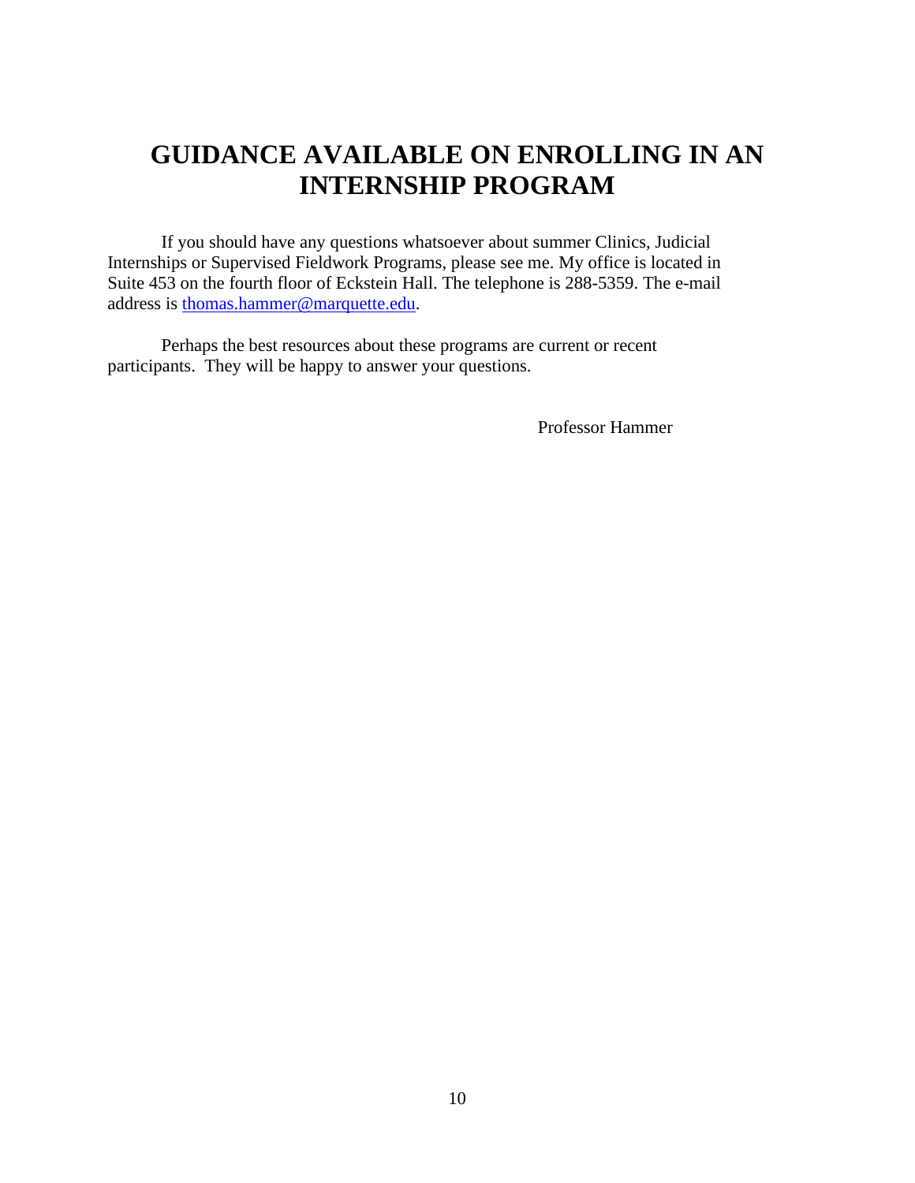# GUIDANCE AVAILABLE ON ENROLLING IN AN INTERNSHIP PROGRAM

If you should have any questions whatsoever about summer Clinics, Judicial Internships or Supervised Fieldwork Programs, please see me. My office is located in Suite 453 on the fourth floor of Eckstein Hall. The telephone is 288-5359. The e-mail address is thomas.hammer@marquette.edu.

Perhaps the best resources about these programs are current or recent participants. They will be happy to answer your questions.

Professor Hammer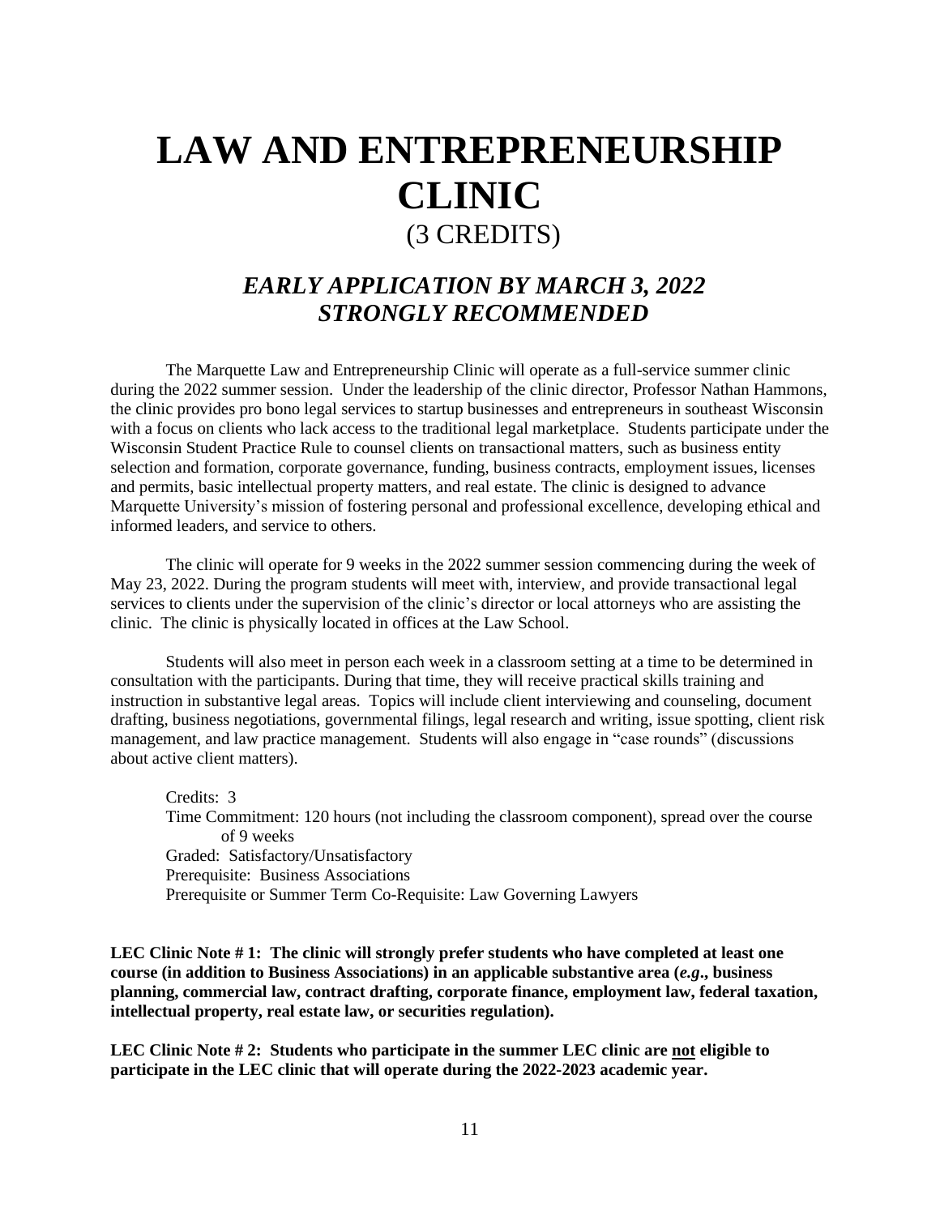# LAW AND ENTREPRENEURSHIP CLINIC

(3 CREDITS)

## *EARLY APPLICATION BY MARCH 3, 2022 STRONGLY RECOMMENDED*

The Marquette Law and Entrepreneurship Clinic will operate as a full-service summer clinic during the 2022 summer session. Under the leadership of the clinic director, Professor Nathan Hammons, the clinic provides pro bono legal services to startup businesses and entrepreneurs in southeast Wisconsin with a focus on clients who lack access to the traditional legal marketplace. Students participate under the Wisconsin Student Practice Rule to counsel clients on transactional matters, such as business entity selection and formation, corporate governance, funding, business contracts, employment issues, licenses and permits, basic intellectual property matters, and real estate. The clinic is designed to advance Marquette University's mission of fostering personal and professional excellence, developing ethical and informed leaders, and service to others.

The clinic will operate for 9 weeks in the 2022 summer session commencing during the week of May 23, 2022. During the program students will meet with, interview, and provide transactional legal services to clients under the supervision of the clinic's director or local attorneys who are assisting the clinic. The clinic is physically located in offices at the Law School.

Students will also meet in person each week in a classroom setting at a time to be determined in consultation with the participants. During that time, they will receive practical skills training and instruction in substantive legal areas. Topics will include client interviewing and counseling, document drafting, business negotiations, governmental filings, legal research and writing, issue spotting, client risk management, and law practice management. Students will also engage in "case rounds" (discussions about active client matters).

Credits: 3
Time Commitment: 120 hours (not including the classroom component), spread over the course of 9 weeks
Graded: Satisfactory/Unsatisfactory
Prerequisite: Business Associations
Prerequisite or Summer Term Co-Requisite: Law Governing Lawyers

**LEC Clinic Note # 1: The clinic will strongly prefer students who have completed at least one course (in addition to Business Associations) in an applicable substantive area (*e.g*., business planning, commercial law, contract drafting, corporate finance, employment law, federal taxation, intellectual property, real estate law, or securities regulation).**

**LEC Clinic Note # 2: Students who participate in the summer LEC clinic are <u>not</u> eligible to participate in the LEC clinic that will operate during the 2022-2023 academic year.**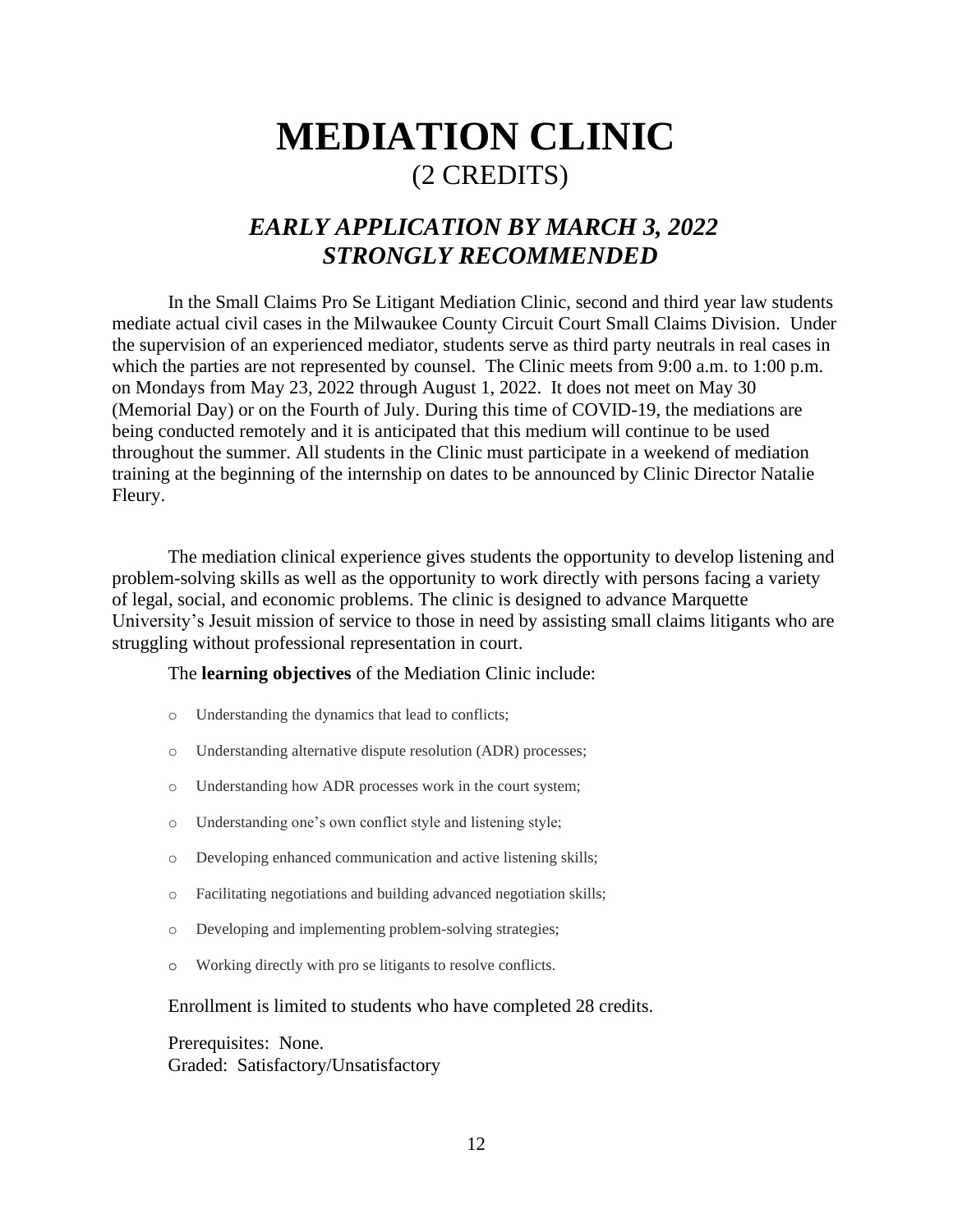# MEDIATION CLINIC

(2 CREDITS)

## *EARLY APPLICATION BY MARCH 3, 2022 STRONGLY RECOMMENDED*

In the Small Claims Pro Se Litigant Mediation Clinic, second and third year law students mediate actual civil cases in the Milwaukee County Circuit Court Small Claims Division. Under the supervision of an experienced mediator, students serve as third party neutrals in real cases in which the parties are not represented by counsel. The Clinic meets from 9:00 a.m. to 1:00 p.m. on Mondays from May 23, 2022 through August 1, 2022. It does not meet on May 30 (Memorial Day) or on the Fourth of July. During this time of COVID-19, the mediations are being conducted remotely and it is anticipated that this medium will continue to be used throughout the summer. All students in the Clinic must participate in a weekend of mediation training at the beginning of the internship on dates to be announced by Clinic Director Natalie Fleury.

The mediation clinical experience gives students the opportunity to develop listening and problem-solving skills as well as the opportunity to work directly with persons facing a variety of legal, social, and economic problems. The clinic is designed to advance Marquette University's Jesuit mission of service to those in need by assisting small claims litigants who are struggling without professional representation in court.

The **learning objectives** of the Mediation Clinic include:

- Understanding the dynamics that lead to conflicts;
- Understanding alternative dispute resolution (ADR) processes;
- Understanding how ADR processes work in the court system;
- Understanding one's own conflict style and listening style;
- Developing enhanced communication and active listening skills;
- Facilitating negotiations and building advanced negotiation skills;
- Developing and implementing problem-solving strategies;
- Working directly with pro se litigants to resolve conflicts.

Enrollment is limited to students who have completed 28 credits.

Prerequisites: None.
Graded: Satisfactory/Unsatisfactory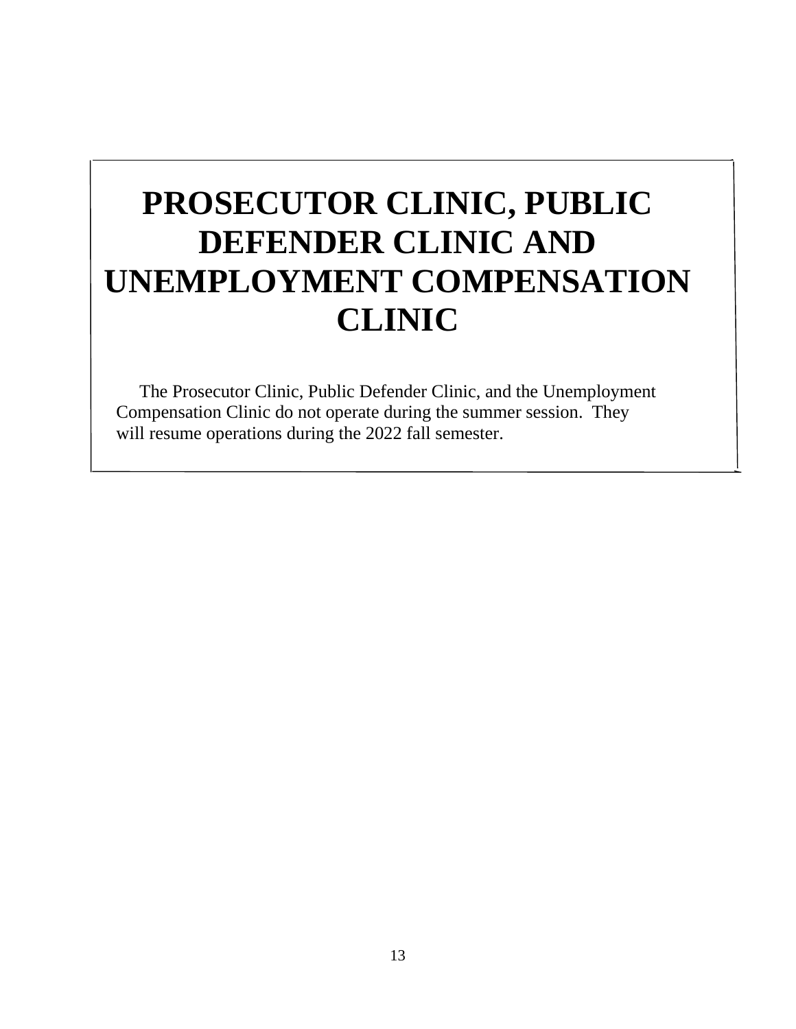# PROSECUTOR CLINIC, PUBLIC DEFENDER CLINIC AND UNEMPLOYMENT COMPENSATION CLINIC

The Prosecutor Clinic, Public Defender Clinic, and the Unemployment Compensation Clinic do not operate during the summer session. They will resume operations during the 2022 fall semester.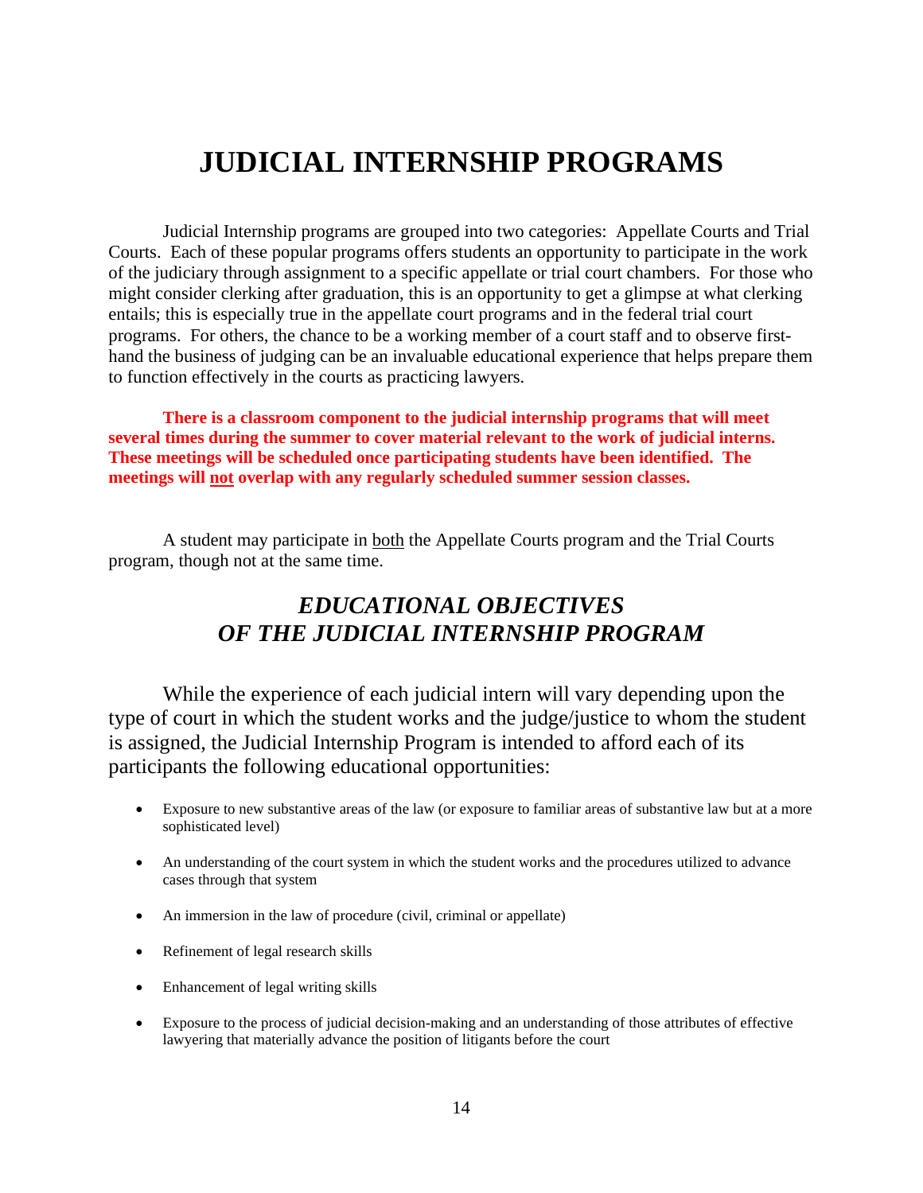# JUDICIAL INTERNSHIP PROGRAMS

Judicial Internship programs are grouped into two categories: Appellate Courts and Trial Courts. Each of these popular programs offers students an opportunity to participate in the work of the judiciary through assignment to a specific appellate or trial court chambers. For those who might consider clerking after graduation, this is an opportunity to get a glimpse at what clerking entails; this is especially true in the appellate court programs and in the federal trial court programs. For others, the chance to be a working member of a court staff and to observe first-hand the business of judging can be an invaluable educational experience that helps prepare them to function effectively in the courts as practicing lawyers.

**There is a classroom component to the judicial internship programs that will meet several times during the summer to cover material relevant to the work of judicial interns. These meetings will be scheduled once participating students have been identified. The meetings will <u>not</u> overlap with any regularly scheduled summer session classes.**

A student may participate in <u>both</u> the Appellate Courts program and the Trial Courts program, though not at the same time.

## *EDUCATIONAL OBJECTIVES OF THE JUDICIAL INTERNSHIP PROGRAM*

While the experience of each judicial intern will vary depending upon the type of court in which the student works and the judge/justice to whom the student is assigned, the Judicial Internship Program is intended to afford each of its participants the following educational opportunities:

- Exposure to new substantive areas of the law (or exposure to familiar areas of substantive law but at a more sophisticated level)
- An understanding of the court system in which the student works and the procedures utilized to advance cases through that system
- An immersion in the law of procedure (civil, criminal or appellate)
- Refinement of legal research skills
- Enhancement of legal writing skills
- Exposure to the process of judicial decision-making and an understanding of those attributes of effective lawyering that materially advance the position of litigants before the court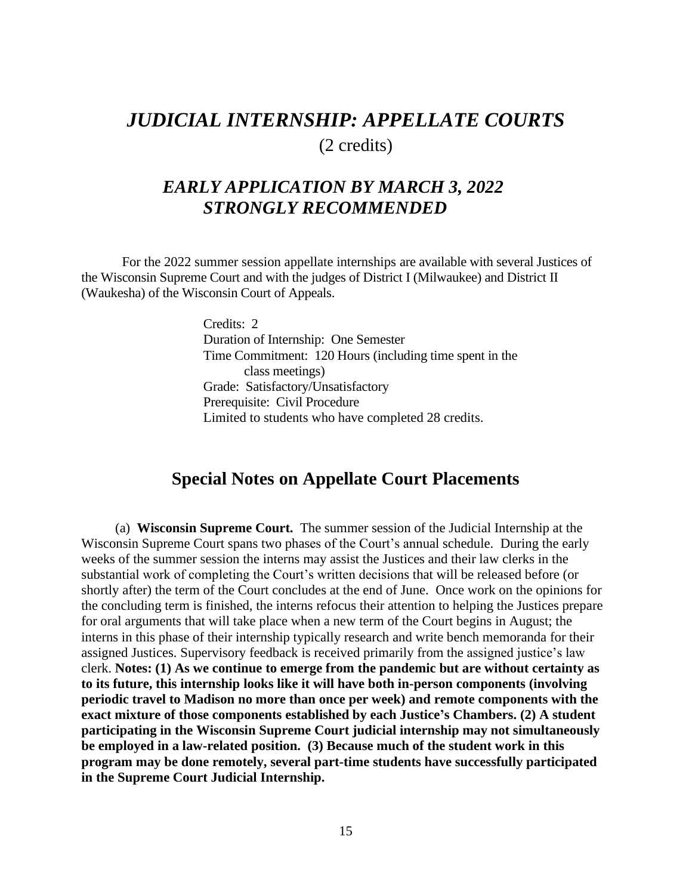# *JUDICIAL INTERNSHIP: APPELLATE COURTS*

(2 credits)

## *EARLY APPLICATION BY MARCH 3, 2022 STRONGLY RECOMMENDED*

For the 2022 summer session appellate internships are available with several Justices of the Wisconsin Supreme Court and with the judges of District I (Milwaukee) and District II (Waukesha) of the Wisconsin Court of Appeals.

Credits: 2
Duration of Internship: One Semester
Time Commitment: 120 Hours (including time spent in the class meetings)
Grade: Satisfactory/Unsatisfactory
Prerequisite: Civil Procedure
Limited to students who have completed 28 credits.

## Special Notes on Appellate Court Placements

(a) **Wisconsin Supreme Court.** The summer session of the Judicial Internship at the Wisconsin Supreme Court spans two phases of the Court's annual schedule. During the early weeks of the summer session the interns may assist the Justices and their law clerks in the substantial work of completing the Court's written decisions that will be released before (or shortly after) the term of the Court concludes at the end of June. Once work on the opinions for the concluding term is finished, the interns refocus their attention to helping the Justices prepare for oral arguments that will take place when a new term of the Court begins in August; the interns in this phase of their internship typically research and write bench memoranda for their assigned Justices. Supervisory feedback is received primarily from the assigned justice's law clerk. **Notes: (1) As we continue to emerge from the pandemic but are without certainty as to its future, this internship looks like it will have both in-person components (involving periodic travel to Madison no more than once per week) and remote components with the exact mixture of those components established by each Justice's Chambers. (2) A student participating in the Wisconsin Supreme Court judicial internship may not simultaneously be employed in a law-related position. (3) Because much of the student work in this program may be done remotely, several part-time students have successfully participated in the Supreme Court Judicial Internship.**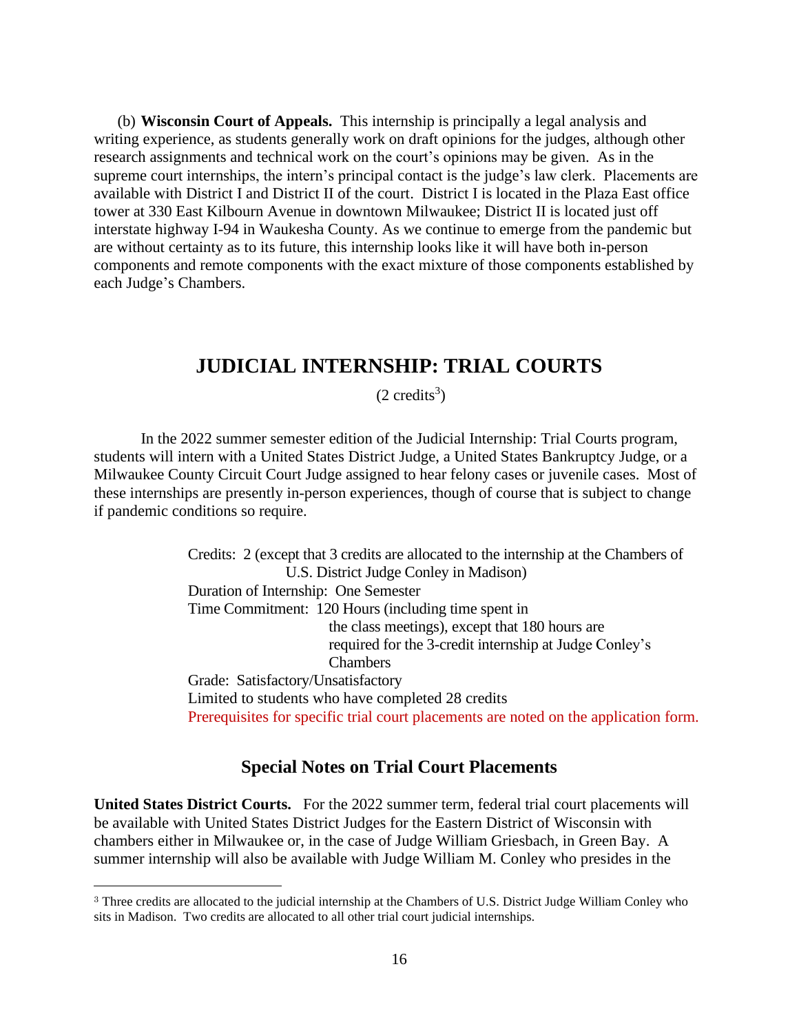(b) **Wisconsin Court of Appeals.** This internship is principally a legal analysis and writing experience, as students generally work on draft opinions for the judges, although other research assignments and technical work on the court's opinions may be given. As in the supreme court internships, the intern's principal contact is the judge's law clerk. Placements are available with District I and District II of the court. District I is located in the Plaza East office tower at 330 East Kilbourn Avenue in downtown Milwaukee; District II is located just off interstate highway I-94 in Waukesha County. As we continue to emerge from the pandemic but are without certainty as to its future, this internship looks like it will have both in-person components and remote components with the exact mixture of those components established by each Judge's Chambers.

## JUDICIAL INTERNSHIP: TRIAL COURTS

(2 credits[3])

In the 2022 summer semester edition of the Judicial Internship: Trial Courts program, students will intern with a United States District Judge, a United States Bankruptcy Judge, or a Milwaukee County Circuit Court Judge assigned to hear felony cases or juvenile cases. Most of these internships are presently in-person experiences, though of course that is subject to change if pandemic conditions so require.

Credits: 2 (except that 3 credits are allocated to the internship at the Chambers of U.S. District Judge Conley in Madison)
Duration of Internship: One Semester
Time Commitment: 120 Hours (including time spent in the class meetings), except that 180 hours are required for the 3-credit internship at Judge Conley's Chambers
Grade: Satisfactory/Unsatisfactory
Limited to students who have completed 28 credits
Prerequisites for specific trial court placements are noted on the application form.

### Special Notes on Trial Court Placements

**United States District Courts.** For the 2022 summer term, federal trial court placements will be available with United States District Judges for the Eastern District of Wisconsin with chambers either in Milwaukee or, in the case of Judge William Griesbach, in Green Bay. A summer internship will also be available with Judge William M. Conley who presides in the

[3] Three credits are allocated to the judicial internship at the Chambers of U.S. District Judge William Conley who sits in Madison. Two credits are allocated to all other trial court judicial internships.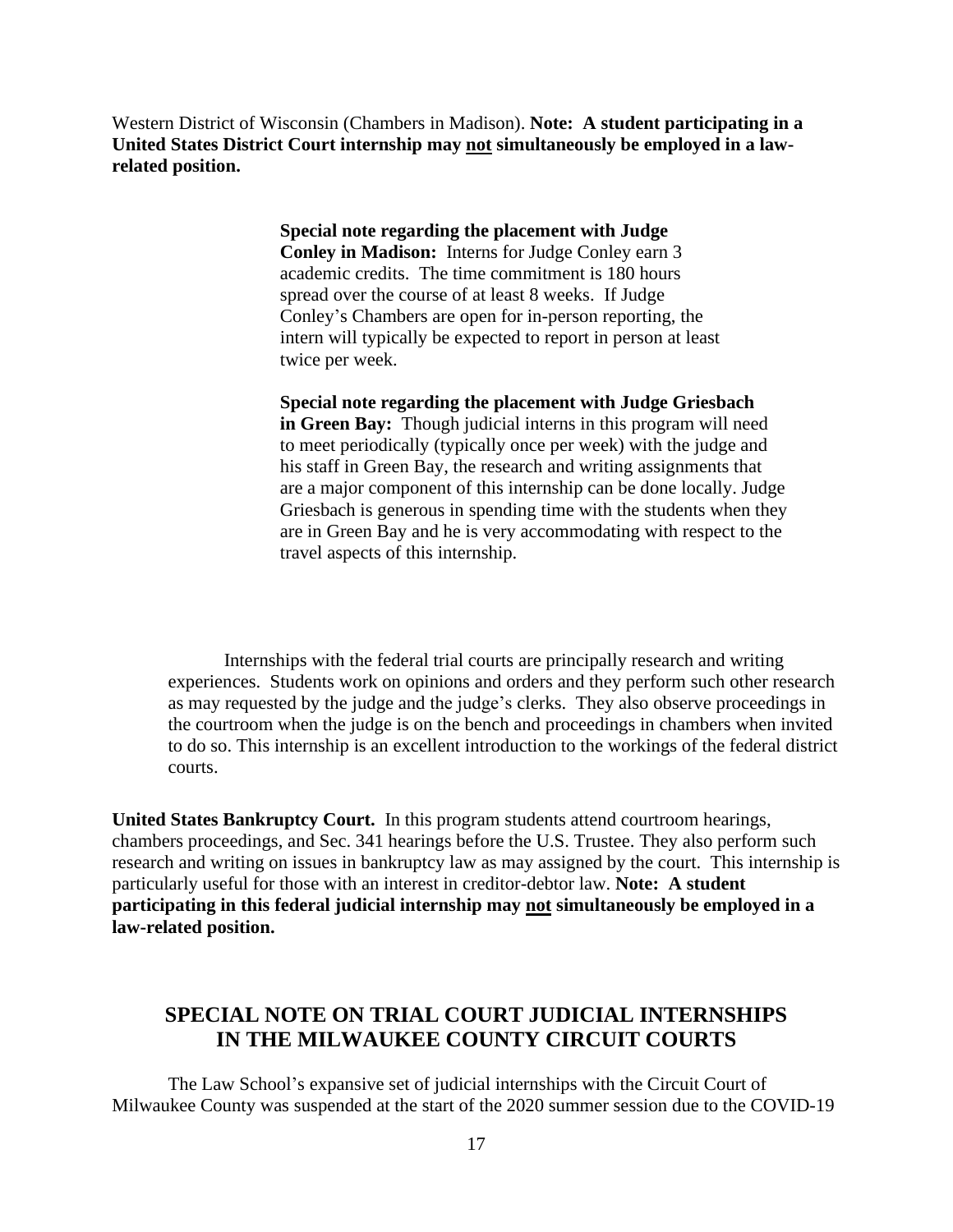Western District of Wisconsin (Chambers in Madison). **Note: A student participating in a United States District Court internship may not simultaneously be employed in a law-related position.**

> **Special note regarding the placement with Judge Conley in Madison:** Interns for Judge Conley earn 3 academic credits. The time commitment is 180 hours spread over the course of at least 8 weeks. If Judge Conley's Chambers are open for in-person reporting, the intern will typically be expected to report in person at least twice per week.
>
> **Special note regarding the placement with Judge Griesbach in Green Bay:** Though judicial interns in this program will need to meet periodically (typically once per week) with the judge and his staff in Green Bay, the research and writing assignments that are a major component of this internship can be done locally. Judge Griesbach is generous in spending time with the students when they are in Green Bay and he is very accommodating with respect to the travel aspects of this internship.

Internships with the federal trial courts are principally research and writing experiences. Students work on opinions and orders and they perform such other research as may requested by the judge and the judge's clerks. They also observe proceedings in the courtroom when the judge is on the bench and proceedings in chambers when invited to do so. This internship is an excellent introduction to the workings of the federal district courts.

**United States Bankruptcy Court.** In this program students attend courtroom hearings, chambers proceedings, and Sec. 341 hearings before the U.S. Trustee. They also perform such research and writing on issues in bankruptcy law as may assigned by the court. This internship is particularly useful for those with an interest in creditor-debtor law. **Note: A student participating in this federal judicial internship may not simultaneously be employed in a law-related position.**

## SPECIAL NOTE ON TRIAL COURT JUDICIAL INTERNSHIPS IN THE MILWAUKEE COUNTY CIRCUIT COURTS

The Law School's expansive set of judicial internships with the Circuit Court of Milwaukee County was suspended at the start of the 2020 summer session due to the COVID-19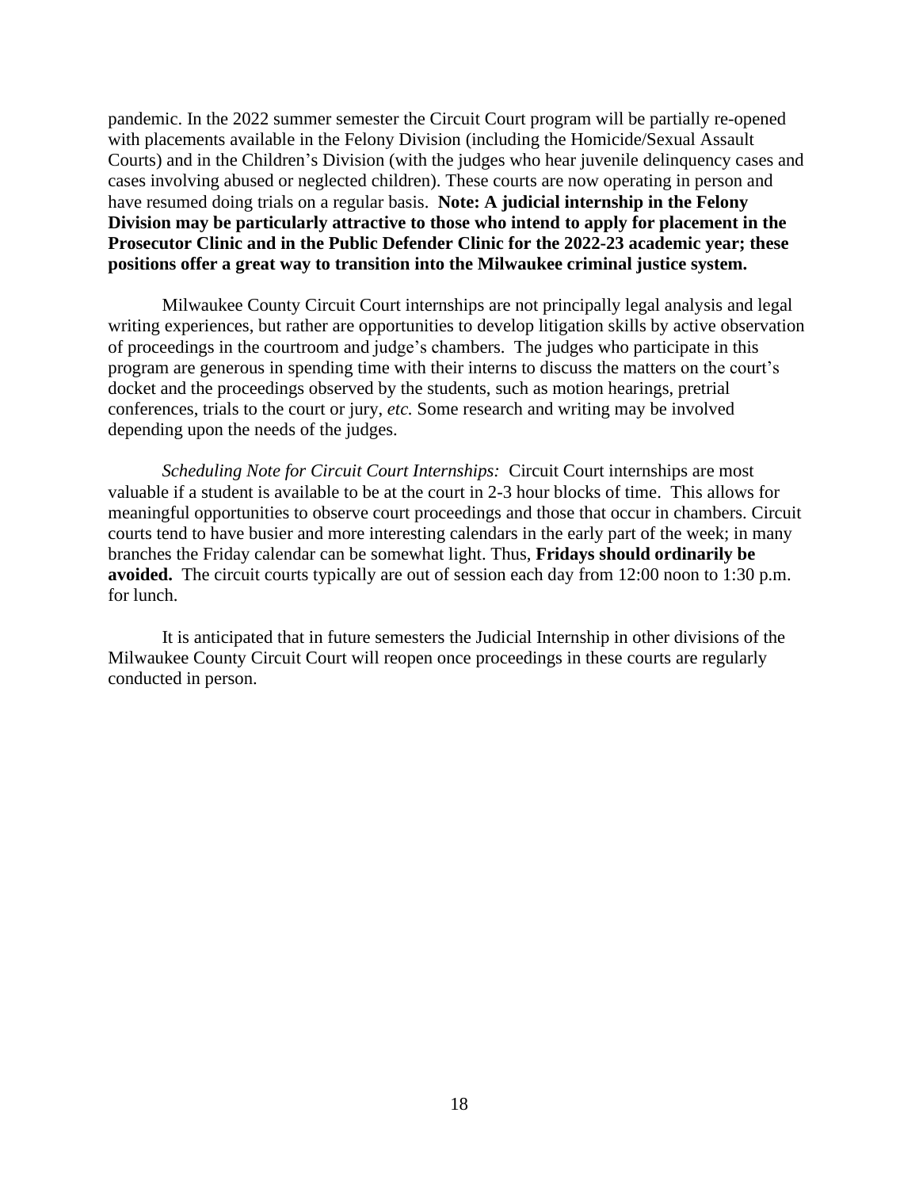pandemic. In the 2022 summer semester the Circuit Court program will be partially re-opened with placements available in the Felony Division (including the Homicide/Sexual Assault Courts) and in the Children's Division (with the judges who hear juvenile delinquency cases and cases involving abused or neglected children). These courts are now operating in person and have resumed doing trials on a regular basis. **Note: A judicial internship in the Felony Division may be particularly attractive to those who intend to apply for placement in the Prosecutor Clinic and in the Public Defender Clinic for the 2022-23 academic year; these positions offer a great way to transition into the Milwaukee criminal justice system.**

Milwaukee County Circuit Court internships are not principally legal analysis and legal writing experiences, but rather are opportunities to develop litigation skills by active observation of proceedings in the courtroom and judge's chambers. The judges who participate in this program are generous in spending time with their interns to discuss the matters on the court's docket and the proceedings observed by the students, such as motion hearings, pretrial conferences, trials to the court or jury, *etc.* Some research and writing may be involved depending upon the needs of the judges.

*Scheduling Note for Circuit Court Internships:* Circuit Court internships are most valuable if a student is available to be at the court in 2-3 hour blocks of time. This allows for meaningful opportunities to observe court proceedings and those that occur in chambers. Circuit courts tend to have busier and more interesting calendars in the early part of the week; in many branches the Friday calendar can be somewhat light. Thus, **Fridays should ordinarily be avoided.** The circuit courts typically are out of session each day from 12:00 noon to 1:30 p.m. for lunch.

It is anticipated that in future semesters the Judicial Internship in other divisions of the Milwaukee County Circuit Court will reopen once proceedings in these courts are regularly conducted in person.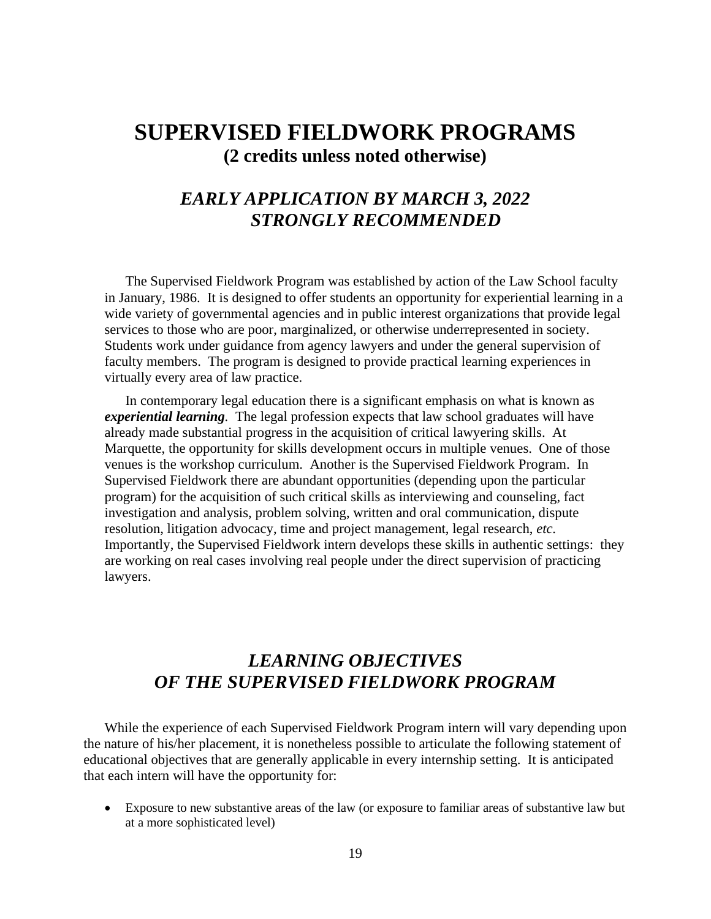# SUPERVISED FIELDWORK PROGRAMS

**(2 credits unless noted otherwise)**

## *EARLY APPLICATION BY MARCH 3, 2022 STRONGLY RECOMMENDED*

The Supervised Fieldwork Program was established by action of the Law School faculty in January, 1986. It is designed to offer students an opportunity for experiential learning in a wide variety of governmental agencies and in public interest organizations that provide legal services to those who are poor, marginalized, or otherwise underrepresented in society. Students work under guidance from agency lawyers and under the general supervision of faculty members. The program is designed to provide practical learning experiences in virtually every area of law practice.

In contemporary legal education there is a significant emphasis on what is known as ***experiential learning***. The legal profession expects that law school graduates will have already made substantial progress in the acquisition of critical lawyering skills. At Marquette, the opportunity for skills development occurs in multiple venues. One of those venues is the workshop curriculum. Another is the Supervised Fieldwork Program. In Supervised Fieldwork there are abundant opportunities (depending upon the particular program) for the acquisition of such critical skills as interviewing and counseling, fact investigation and analysis, problem solving, written and oral communication, dispute resolution, litigation advocacy, time and project management, legal research, *etc*. Importantly, the Supervised Fieldwork intern develops these skills in authentic settings: they are working on real cases involving real people under the direct supervision of practicing lawyers.

## *LEARNING OBJECTIVES OF THE SUPERVISED FIELDWORK PROGRAM*

While the experience of each Supervised Fieldwork Program intern will vary depending upon the nature of his/her placement, it is nonetheless possible to articulate the following statement of educational objectives that are generally applicable in every internship setting. It is anticipated that each intern will have the opportunity for:

- Exposure to new substantive areas of the law (or exposure to familiar areas of substantive law but at a more sophisticated level)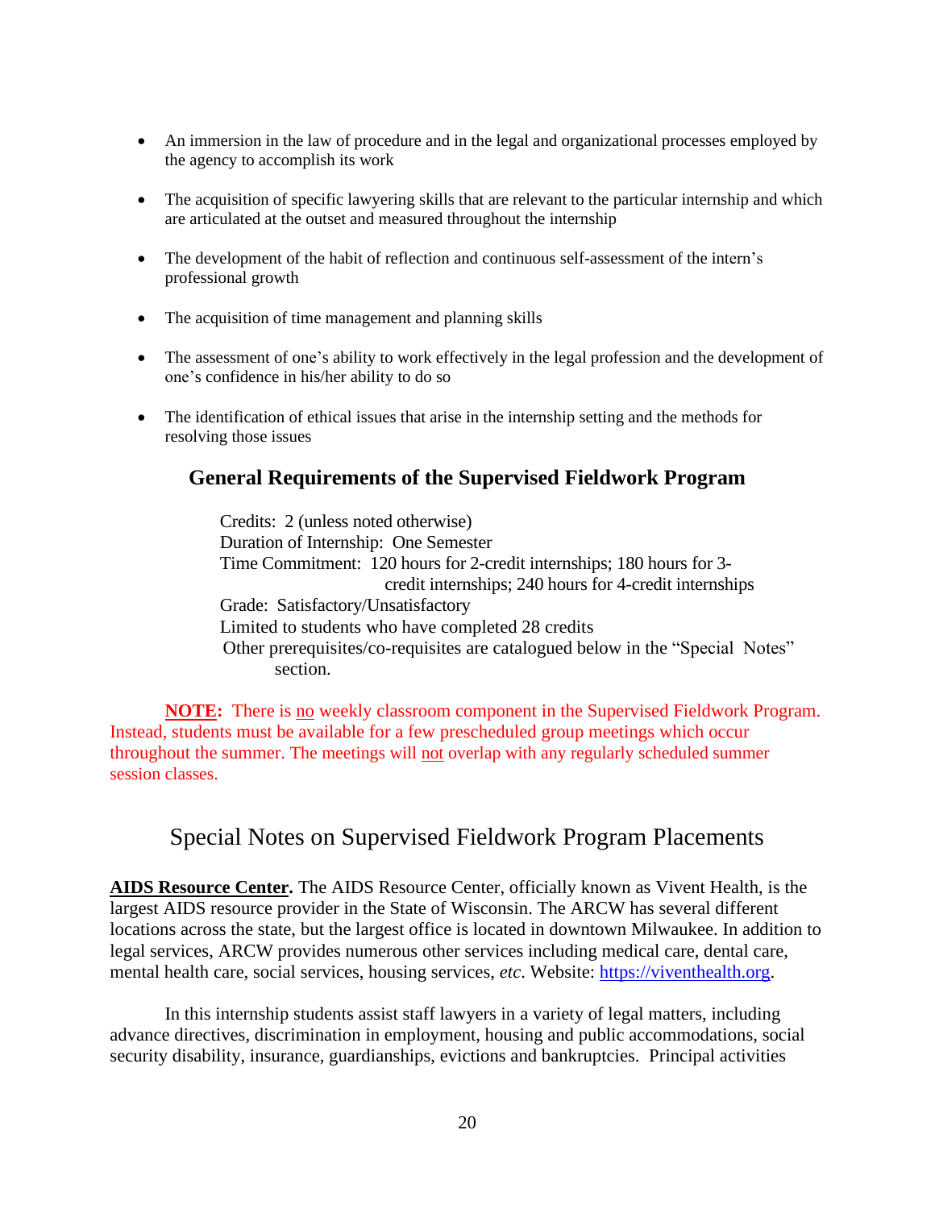- An immersion in the law of procedure and in the legal and organizational processes employed by the agency to accomplish its work

- The acquisition of specific lawyering skills that are relevant to the particular internship and which are articulated at the outset and measured throughout the internship

- The development of the habit of reflection and continuous self-assessment of the intern's professional growth

- The acquisition of time management and planning skills

- The assessment of one's ability to work effectively in the legal profession and the development of one's confidence in his/her ability to do so

- The identification of ethical issues that arise in the internship setting and the methods for resolving those issues

## General Requirements of the Supervised Fieldwork Program

Credits: 2 (unless noted otherwise)
Duration of Internship: One Semester
Time Commitment: 120 hours for 2-credit internships; 180 hours for 3-credit internships; 240 hours for 4-credit internships
Grade: Satisfactory/Unsatisfactory
Limited to students who have completed 28 credits
Other prerequisites/co-requisites are catalogued below in the "Special Notes" section.

**NOTE:** There is no weekly classroom component in the Supervised Fieldwork Program. Instead, students must be available for a few prescheduled group meetings which occur throughout the summer. The meetings will not overlap with any regularly scheduled summer session classes.

## Special Notes on Supervised Fieldwork Program Placements

**AIDS Resource Center.** The AIDS Resource Center, officially known as Vivent Health, is the largest AIDS resource provider in the State of Wisconsin. The ARCW has several different locations across the state, but the largest office is located in downtown Milwaukee. In addition to legal services, ARCW provides numerous other services including medical care, dental care, mental health care, social services, housing services, *etc*. Website: https://viventhealth.org.

In this internship students assist staff lawyers in a variety of legal matters, including advance directives, discrimination in employment, housing and public accommodations, social security disability, insurance, guardianships, evictions and bankruptcies. Principal activities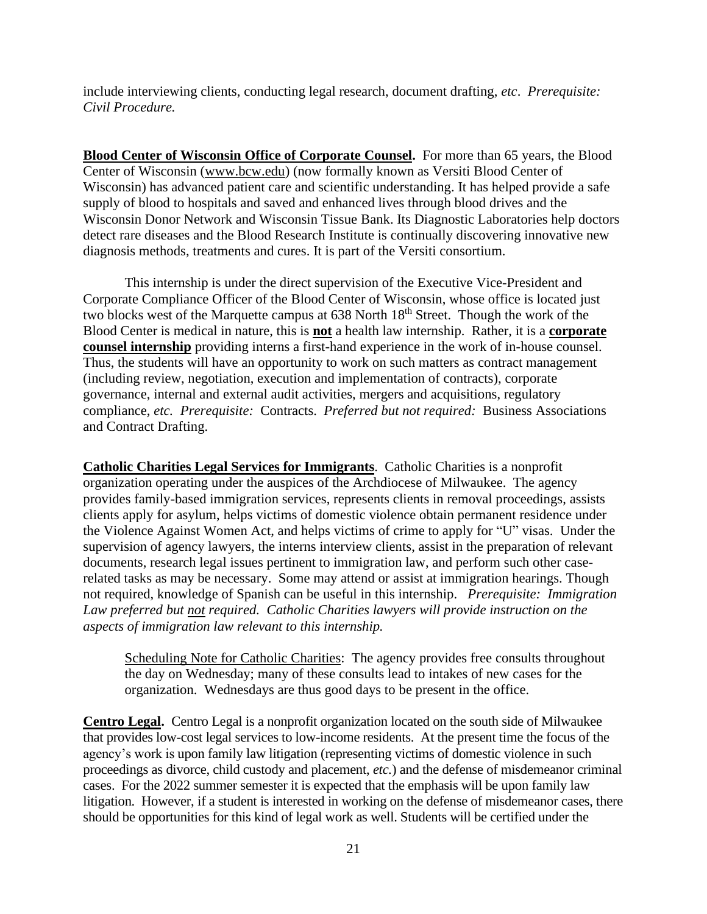include interviewing clients, conducting legal research, document drafting, *etc*. *Prerequisite: Civil Procedure.*

**Blood Center of Wisconsin Office of Corporate Counsel.** For more than 65 years, the Blood Center of Wisconsin (www.bcw.edu) (now formally known as Versiti Blood Center of Wisconsin) has advanced patient care and scientific understanding. It has helped provide a safe supply of blood to hospitals and saved and enhanced lives through blood drives and the Wisconsin Donor Network and Wisconsin Tissue Bank. Its Diagnostic Laboratories help doctors detect rare diseases and the Blood Research Institute is continually discovering innovative new diagnosis methods, treatments and cures. It is part of the Versiti consortium.

This internship is under the direct supervision of the Executive Vice-President and Corporate Compliance Officer of the Blood Center of Wisconsin, whose office is located just two blocks west of the Marquette campus at 638 North 18th Street. Though the work of the Blood Center is medical in nature, this is **not** a health law internship. Rather, it is a **corporate counsel internship** providing interns a first-hand experience in the work of in-house counsel. Thus, the students will have an opportunity to work on such matters as contract management (including review, negotiation, execution and implementation of contracts), corporate governance, internal and external audit activities, mergers and acquisitions, regulatory compliance, *etc. Prerequisite:* Contracts. *Preferred but not required:* Business Associations and Contract Drafting.

**Catholic Charities Legal Services for Immigrants**. Catholic Charities is a nonprofit organization operating under the auspices of the Archdiocese of Milwaukee. The agency provides family-based immigration services, represents clients in removal proceedings, assists clients apply for asylum, helps victims of domestic violence obtain permanent residence under the Violence Against Women Act, and helps victims of crime to apply for "U" visas. Under the supervision of agency lawyers, the interns interview clients, assist in the preparation of relevant documents, research legal issues pertinent to immigration law, and perform such other case-related tasks as may be necessary. Some may attend or assist at immigration hearings. Though not required, knowledge of Spanish can be useful in this internship. *Prerequisite: Immigration Law preferred but not required. Catholic Charities lawyers will provide instruction on the aspects of immigration law relevant to this internship.*

> Scheduling Note for Catholic Charities: The agency provides free consults throughout the day on Wednesday; many of these consults lead to intakes of new cases for the organization. Wednesdays are thus good days to be present in the office.

**Centro Legal.** Centro Legal is a nonprofit organization located on the south side of Milwaukee that provides low-cost legal services to low-income residents. At the present time the focus of the agency's work is upon family law litigation (representing victims of domestic violence in such proceedings as divorce, child custody and placement, *etc.*) and the defense of misdemeanor criminal cases. For the 2022 summer semester it is expected that the emphasis will be upon family law litigation. However, if a student is interested in working on the defense of misdemeanor cases, there should be opportunities for this kind of legal work as well. Students will be certified under the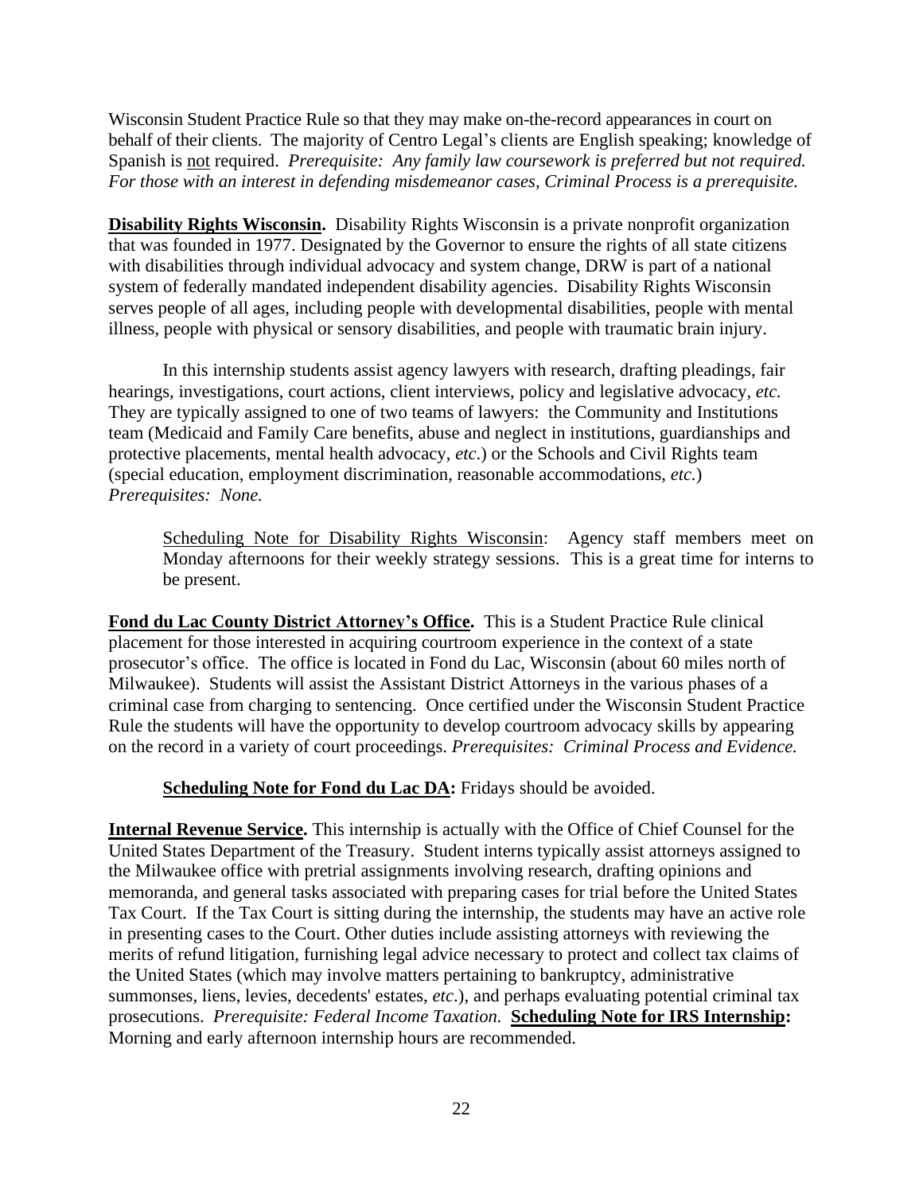Wisconsin Student Practice Rule so that they may make on-the-record appearances in court on behalf of their clients. The majority of Centro Legal's clients are English speaking; knowledge of Spanish is <u>not</u> required. *Prerequisite: Any family law coursework is preferred but not required. For those with an interest in defending misdemeanor cases, Criminal Process is a prerequisite.*

**<u>Disability Rights Wisconsin</u>.** Disability Rights Wisconsin is a private nonprofit organization that was founded in 1977. Designated by the Governor to ensure the rights of all state citizens with disabilities through individual advocacy and system change, DRW is part of a national system of federally mandated independent disability agencies. Disability Rights Wisconsin serves people of all ages, including people with developmental disabilities, people with mental illness, people with physical or sensory disabilities, and people with traumatic brain injury.

In this internship students assist agency lawyers with research, drafting pleadings, fair hearings, investigations, court actions, client interviews, policy and legislative advocacy, *etc.* They are typically assigned to one of two teams of lawyers: the Community and Institutions team (Medicaid and Family Care benefits, abuse and neglect in institutions, guardianships and protective placements, mental health advocacy, *etc*.) or the Schools and Civil Rights team (special education, employment discrimination, reasonable accommodations, *etc.*) *Prerequisites: None.*

> <u>Scheduling Note for Disability Rights Wisconsin</u>: Agency staff members meet on Monday afternoons for their weekly strategy sessions. This is a great time for interns to be present.

**<u>Fond du Lac County District Attorney's Office</u>.** This is a Student Practice Rule clinical placement for those interested in acquiring courtroom experience in the context of a state prosecutor's office. The office is located in Fond du Lac, Wisconsin (about 60 miles north of Milwaukee). Students will assist the Assistant District Attorneys in the various phases of a criminal case from charging to sentencing. Once certified under the Wisconsin Student Practice Rule the students will have the opportunity to develop courtroom advocacy skills by appearing on the record in a variety of court proceedings. *Prerequisites: Criminal Process and Evidence.*

> **<u>Scheduling Note for Fond du Lac DA</u>:** Fridays should be avoided.

**<u>Internal Revenue Service</u>.** This internship is actually with the Office of Chief Counsel for the United States Department of the Treasury. Student interns typically assist attorneys assigned to the Milwaukee office with pretrial assignments involving research, drafting opinions and memoranda, and general tasks associated with preparing cases for trial before the United States Tax Court. If the Tax Court is sitting during the internship, the students may have an active role in presenting cases to the Court. Other duties include assisting attorneys with reviewing the merits of refund litigation, furnishing legal advice necessary to protect and collect tax claims of the United States (which may involve matters pertaining to bankruptcy, administrative summonses, liens, levies, decedents' estates, *etc*.), and perhaps evaluating potential criminal tax prosecutions. *Prerequisite: Federal Income Taxation.* **<u>Scheduling Note for IRS Internship</u>:** Morning and early afternoon internship hours are recommended.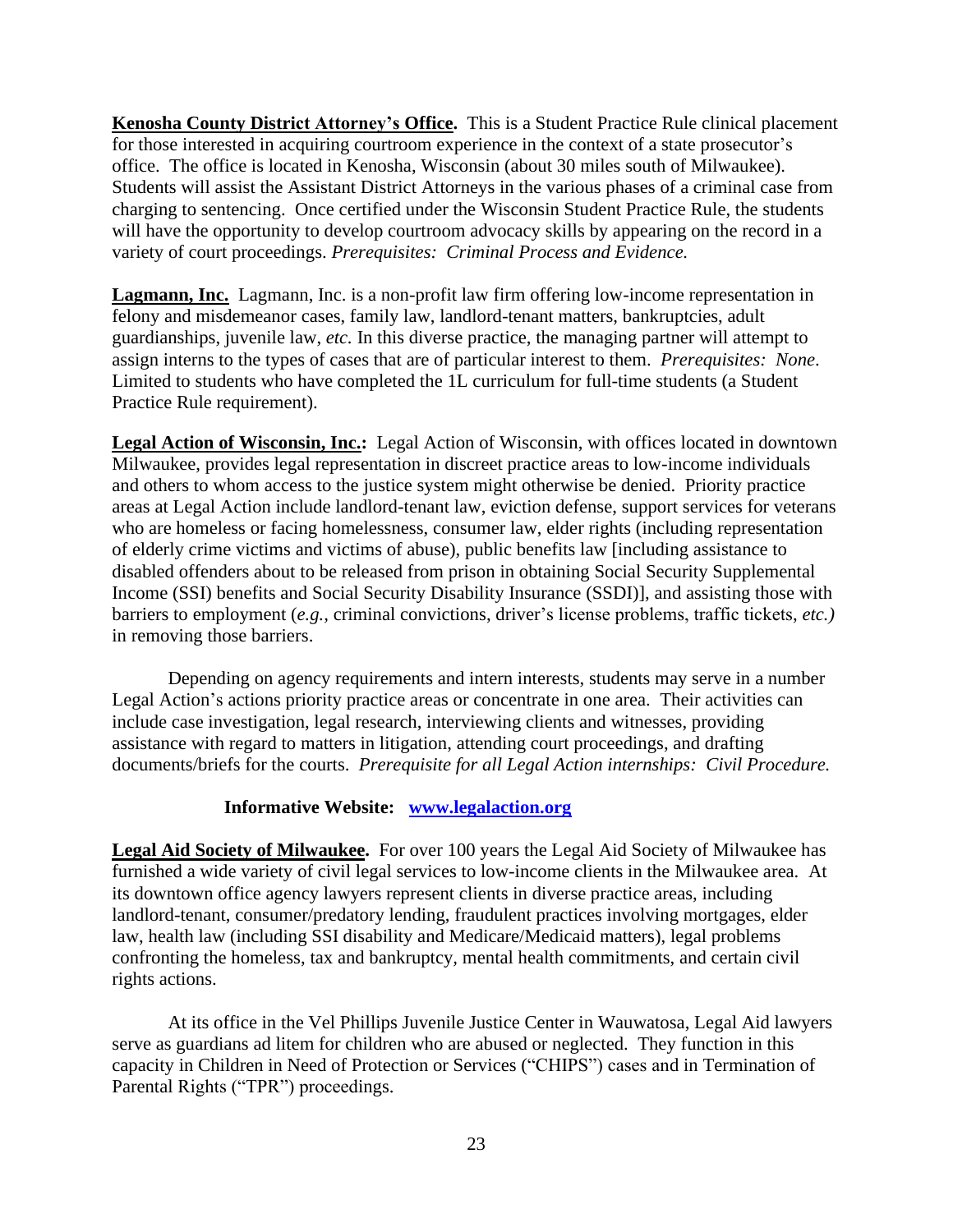**Kenosha County District Attorney's Office.** This is a Student Practice Rule clinical placement for those interested in acquiring courtroom experience in the context of a state prosecutor's office. The office is located in Kenosha, Wisconsin (about 30 miles south of Milwaukee). Students will assist the Assistant District Attorneys in the various phases of a criminal case from charging to sentencing. Once certified under the Wisconsin Student Practice Rule, the students will have the opportunity to develop courtroom advocacy skills by appearing on the record in a variety of court proceedings. *Prerequisites: Criminal Process and Evidence.*

**Lagmann, Inc.** Lagmann, Inc. is a non-profit law firm offering low-income representation in felony and misdemeanor cases, family law, landlord-tenant matters, bankruptcies, adult guardianships, juvenile law, *etc.* In this diverse practice, the managing partner will attempt to assign interns to the types of cases that are of particular interest to them. *Prerequisites: None*. Limited to students who have completed the 1L curriculum for full-time students (a Student Practice Rule requirement).

**Legal Action of Wisconsin, Inc.:** Legal Action of Wisconsin, with offices located in downtown Milwaukee, provides legal representation in discreet practice areas to low-income individuals and others to whom access to the justice system might otherwise be denied. Priority practice areas at Legal Action include landlord-tenant law, eviction defense, support services for veterans who are homeless or facing homelessness, consumer law, elder rights (including representation of elderly crime victims and victims of abuse), public benefits law [including assistance to disabled offenders about to be released from prison in obtaining Social Security Supplemental Income (SSI) benefits and Social Security Disability Insurance (SSDI)], and assisting those with barriers to employment (*e.g.,* criminal convictions, driver's license problems, traffic tickets, *etc.)* in removing those barriers.

Depending on agency requirements and intern interests, students may serve in a number Legal Action's actions priority practice areas or concentrate in one area. Their activities can include case investigation, legal research, interviewing clients and witnesses, providing assistance with regard to matters in litigation, attending court proceedings, and drafting documents/briefs for the courts. *Prerequisite for all Legal Action internships: Civil Procedure.*

**Informative Website: [www.legalaction.org](http://www.legalaction.org)**

**Legal Aid Society of Milwaukee.** For over 100 years the Legal Aid Society of Milwaukee has furnished a wide variety of civil legal services to low-income clients in the Milwaukee area. At its downtown office agency lawyers represent clients in diverse practice areas, including landlord-tenant, consumer/predatory lending, fraudulent practices involving mortgages, elder law, health law (including SSI disability and Medicare/Medicaid matters), legal problems confronting the homeless, tax and bankruptcy, mental health commitments, and certain civil rights actions.

At its office in the Vel Phillips Juvenile Justice Center in Wauwatosa, Legal Aid lawyers serve as guardians ad litem for children who are abused or neglected. They function in this capacity in Children in Need of Protection or Services ("CHIPS") cases and in Termination of Parental Rights ("TPR") proceedings.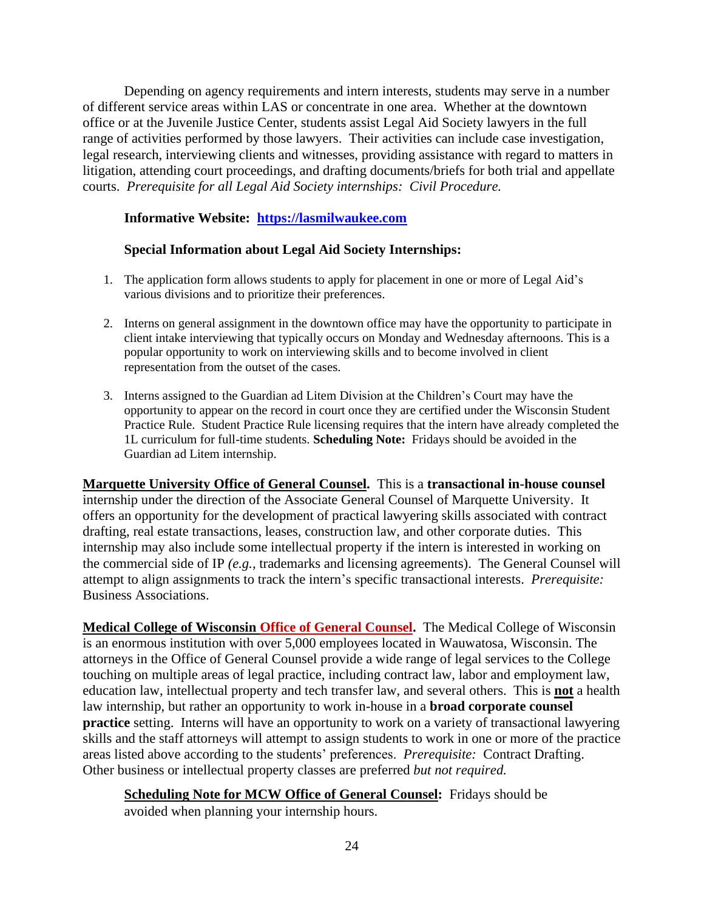Depending on agency requirements and intern interests, students may serve in a number of different service areas within LAS or concentrate in one area. Whether at the downtown office or at the Juvenile Justice Center, students assist Legal Aid Society lawyers in the full range of activities performed by those lawyers. Their activities can include case investigation, legal research, interviewing clients and witnesses, providing assistance with regard to matters in litigation, attending court proceedings, and drafting documents/briefs for both trial and appellate courts. *Prerequisite for all Legal Aid Society internships: Civil Procedure.*

**Informative Website: [https://lasmilwaukee.com](https://lasmilwaukee.com)**

**Special Information about Legal Aid Society Internships:**

1. The application form allows students to apply for placement in one or more of Legal Aid's various divisions and to prioritize their preferences.

2. Interns on general assignment in the downtown office may have the opportunity to participate in client intake interviewing that typically occurs on Monday and Wednesday afternoons. This is a popular opportunity to work on interviewing skills and to become involved in client representation from the outset of the cases.

3. Interns assigned to the Guardian ad Litem Division at the Children's Court may have the opportunity to appear on the record in court once they are certified under the Wisconsin Student Practice Rule. Student Practice Rule licensing requires that the intern have already completed the 1L curriculum for full-time students. **Scheduling Note:** Fridays should be avoided in the Guardian ad Litem internship.

**Marquette University Office of General Counsel.** This is a **transactional in-house counsel** internship under the direction of the Associate General Counsel of Marquette University. It offers an opportunity for the development of practical lawyering skills associated with contract drafting, real estate transactions, leases, construction law, and other corporate duties. This internship may also include some intellectual property if the intern is interested in working on the commercial side of IP *(e.g.*, trademarks and licensing agreements). The General Counsel will attempt to align assignments to track the intern's specific transactional interests. *Prerequisite:* Business Associations.

**Medical College of Wisconsin Office of General Counsel.** The Medical College of Wisconsin is an enormous institution with over 5,000 employees located in Wauwatosa, Wisconsin. The attorneys in the Office of General Counsel provide a wide range of legal services to the College touching on multiple areas of legal practice, including contract law, labor and employment law, education law, intellectual property and tech transfer law, and several others. This is **not** a health law internship, but rather an opportunity to work in-house in a **broad corporate counsel practice** setting. Interns will have an opportunity to work on a variety of transactional lawyering skills and the staff attorneys will attempt to assign students to work in one or more of the practice areas listed above according to the students' preferences. *Prerequisite:* Contract Drafting. Other business or intellectual property classes are preferred *but not required.*

**Scheduling Note for MCW Office of General Counsel:** Fridays should be avoided when planning your internship hours.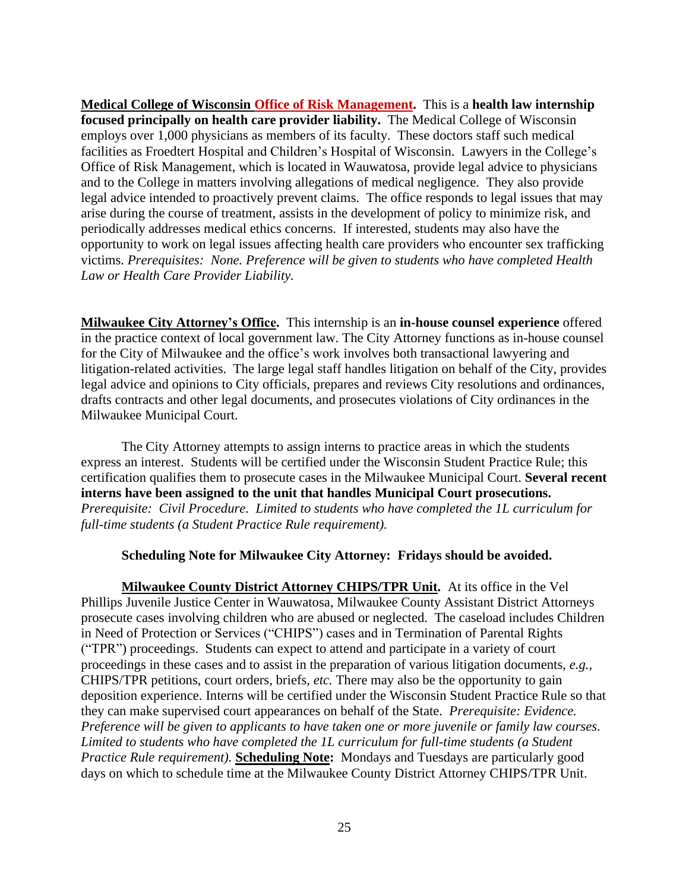**Medical College of Wisconsin Office of Risk Management.** This is a **health law internship focused principally on health care provider liability.** The Medical College of Wisconsin employs over 1,000 physicians as members of its faculty. These doctors staff such medical facilities as Froedtert Hospital and Children's Hospital of Wisconsin. Lawyers in the College's Office of Risk Management, which is located in Wauwatosa, provide legal advice to physicians and to the College in matters involving allegations of medical negligence. They also provide legal advice intended to proactively prevent claims. The office responds to legal issues that may arise during the course of treatment, assists in the development of policy to minimize risk, and periodically addresses medical ethics concerns. If interested, students may also have the opportunity to work on legal issues affecting health care providers who encounter sex trafficking victims. *Prerequisites: None. Preference will be given to students who have completed Health Law or Health Care Provider Liability.*

**Milwaukee City Attorney's Office.** This internship is an **in-house counsel experience** offered in the practice context of local government law. The City Attorney functions as in-house counsel for the City of Milwaukee and the office's work involves both transactional lawyering and litigation-related activities. The large legal staff handles litigation on behalf of the City, provides legal advice and opinions to City officials, prepares and reviews City resolutions and ordinances, drafts contracts and other legal documents, and prosecutes violations of City ordinances in the Milwaukee Municipal Court.

The City Attorney attempts to assign interns to practice areas in which the students express an interest. Students will be certified under the Wisconsin Student Practice Rule; this certification qualifies them to prosecute cases in the Milwaukee Municipal Court. **Several recent interns have been assigned to the unit that handles Municipal Court prosecutions.** *Prerequisite: Civil Procedure. Limited to students who have completed the 1L curriculum for full-time students (a Student Practice Rule requirement).*

**Scheduling Note for Milwaukee City Attorney: Fridays should be avoided.**

**Milwaukee County District Attorney CHIPS/TPR Unit.** At its office in the Vel Phillips Juvenile Justice Center in Wauwatosa, Milwaukee County Assistant District Attorneys prosecute cases involving children who are abused or neglected. The caseload includes Children in Need of Protection or Services ("CHIPS") cases and in Termination of Parental Rights ("TPR") proceedings. Students can expect to attend and participate in a variety of court proceedings in these cases and to assist in the preparation of various litigation documents, *e.g.*, CHIPS/TPR petitions, court orders, briefs, *etc.* There may also be the opportunity to gain deposition experience. Interns will be certified under the Wisconsin Student Practice Rule so that they can make supervised court appearances on behalf of the State. *Prerequisite: Evidence. Preference will be given to applicants to have taken one or more juvenile or family law courses. Limited to students who have completed the 1L curriculum for full-time students (a Student Practice Rule requirement).* **Scheduling Note:** Mondays and Tuesdays are particularly good days on which to schedule time at the Milwaukee County District Attorney CHIPS/TPR Unit.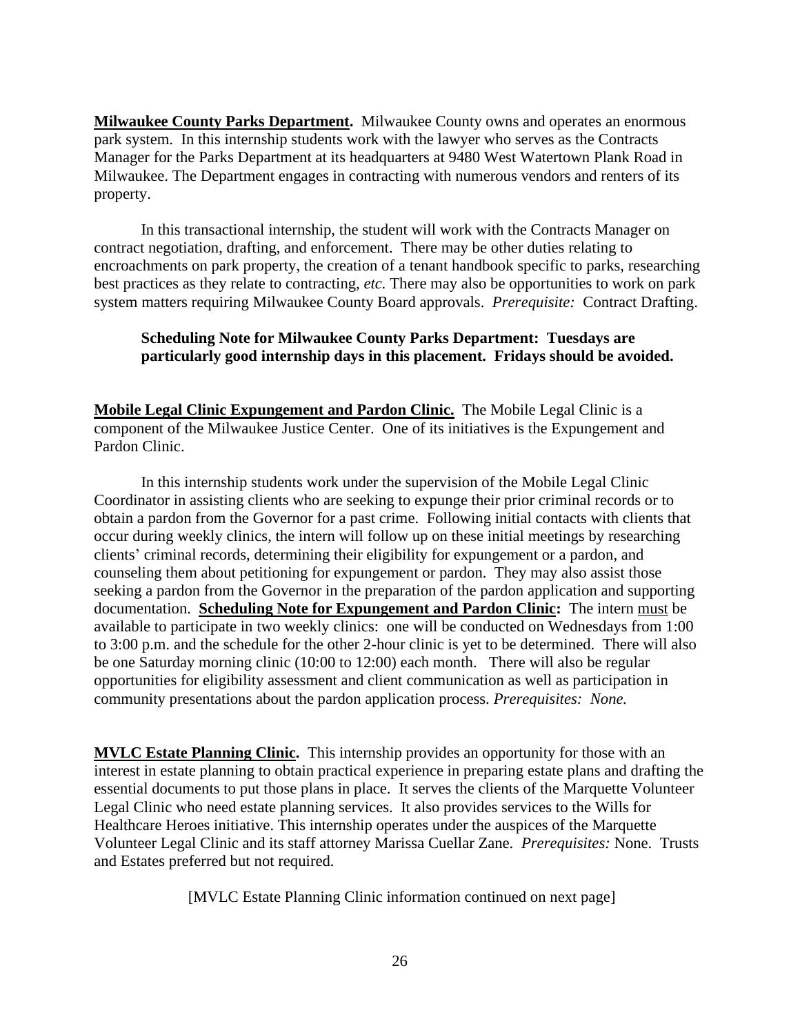**<u>Milwaukee County Parks Department</u>.** Milwaukee County owns and operates an enormous park system. In this internship students work with the lawyer who serves as the Contracts Manager for the Parks Department at its headquarters at 9480 West Watertown Plank Road in Milwaukee. The Department engages in contracting with numerous vendors and renters of its property.

In this transactional internship, the student will work with the Contracts Manager on contract negotiation, drafting, and enforcement. There may be other duties relating to encroachments on park property, the creation of a tenant handbook specific to parks, researching best practices as they relate to contracting, *etc.* There may also be opportunities to work on park system matters requiring Milwaukee County Board approvals. *Prerequisite:* Contract Drafting.

> **Scheduling Note for Milwaukee County Parks Department: Tuesdays are particularly good internship days in this placement. Fridays should be avoided.**

**<u>Mobile Legal Clinic Expungement and Pardon Clinic.</u>** The Mobile Legal Clinic is a component of the Milwaukee Justice Center. One of its initiatives is the Expungement and Pardon Clinic.

In this internship students work under the supervision of the Mobile Legal Clinic Coordinator in assisting clients who are seeking to expunge their prior criminal records or to obtain a pardon from the Governor for a past crime. Following initial contacts with clients that occur during weekly clinics, the intern will follow up on these initial meetings by researching clients' criminal records, determining their eligibility for expungement or a pardon, and counseling them about petitioning for expungement or pardon. They may also assist those seeking a pardon from the Governor in the preparation of the pardon application and supporting documentation. **<u>Scheduling Note for Expungement and Pardon Clinic</u>:** The intern <u>must</u> be available to participate in two weekly clinics: one will be conducted on Wednesdays from 1:00 to 3:00 p.m. and the schedule for the other 2-hour clinic is yet to be determined. There will also be one Saturday morning clinic (10:00 to 12:00) each month. There will also be regular opportunities for eligibility assessment and client communication as well as participation in community presentations about the pardon application process. *Prerequisites: None.*

**<u>MVLC Estate Planning Clinic</u>.** This internship provides an opportunity for those with an interest in estate planning to obtain practical experience in preparing estate plans and drafting the essential documents to put those plans in place. It serves the clients of the Marquette Volunteer Legal Clinic who need estate planning services. It also provides services to the Wills for Healthcare Heroes initiative. This internship operates under the auspices of the Marquette Volunteer Legal Clinic and its staff attorney Marissa Cuellar Zane. *Prerequisites:* None. Trusts and Estates preferred but not required.

[MVLC Estate Planning Clinic information continued on next page]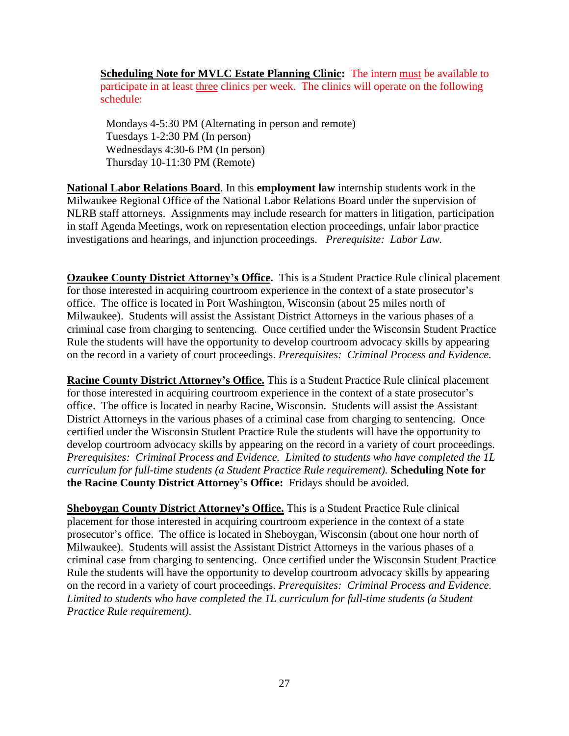**Scheduling Note for MVLC Estate Planning Clinic:** The intern must be available to participate in at least three clinics per week. The clinics will operate on the following schedule:

Mondays 4-5:30 PM (Alternating in person and remote)
Tuesdays 1-2:30 PM (In person)
Wednesdays 4:30-6 PM (In person)
Thursday 10-11:30 PM (Remote)

**National Labor Relations Board**. In this **employment law** internship students work in the Milwaukee Regional Office of the National Labor Relations Board under the supervision of NLRB staff attorneys. Assignments may include research for matters in litigation, participation in staff Agenda Meetings, work on representation election proceedings, unfair labor practice investigations and hearings, and injunction proceedings. *Prerequisite: Labor Law.*

**Ozaukee County District Attorney's Office.** This is a Student Practice Rule clinical placement for those interested in acquiring courtroom experience in the context of a state prosecutor's office. The office is located in Port Washington, Wisconsin (about 25 miles north of Milwaukee). Students will assist the Assistant District Attorneys in the various phases of a criminal case from charging to sentencing. Once certified under the Wisconsin Student Practice Rule the students will have the opportunity to develop courtroom advocacy skills by appearing on the record in a variety of court proceedings. *Prerequisites: Criminal Process and Evidence.*

**Racine County District Attorney's Office.** This is a Student Practice Rule clinical placement for those interested in acquiring courtroom experience in the context of a state prosecutor's office. The office is located in nearby Racine, Wisconsin. Students will assist the Assistant District Attorneys in the various phases of a criminal case from charging to sentencing. Once certified under the Wisconsin Student Practice Rule the students will have the opportunity to develop courtroom advocacy skills by appearing on the record in a variety of court proceedings. *Prerequisites: Criminal Process and Evidence. Limited to students who have completed the 1L curriculum for full-time students (a Student Practice Rule requirement).* **Scheduling Note for the Racine County District Attorney's Office:** Fridays should be avoided.

**Sheboygan County District Attorney's Office.** This is a Student Practice Rule clinical placement for those interested in acquiring courtroom experience in the context of a state prosecutor's office. The office is located in Sheboygan, Wisconsin (about one hour north of Milwaukee). Students will assist the Assistant District Attorneys in the various phases of a criminal case from charging to sentencing. Once certified under the Wisconsin Student Practice Rule the students will have the opportunity to develop courtroom advocacy skills by appearing on the record in a variety of court proceedings. *Prerequisites: Criminal Process and Evidence. Limited to students who have completed the 1L curriculum for full-time students (a Student Practice Rule requirement).*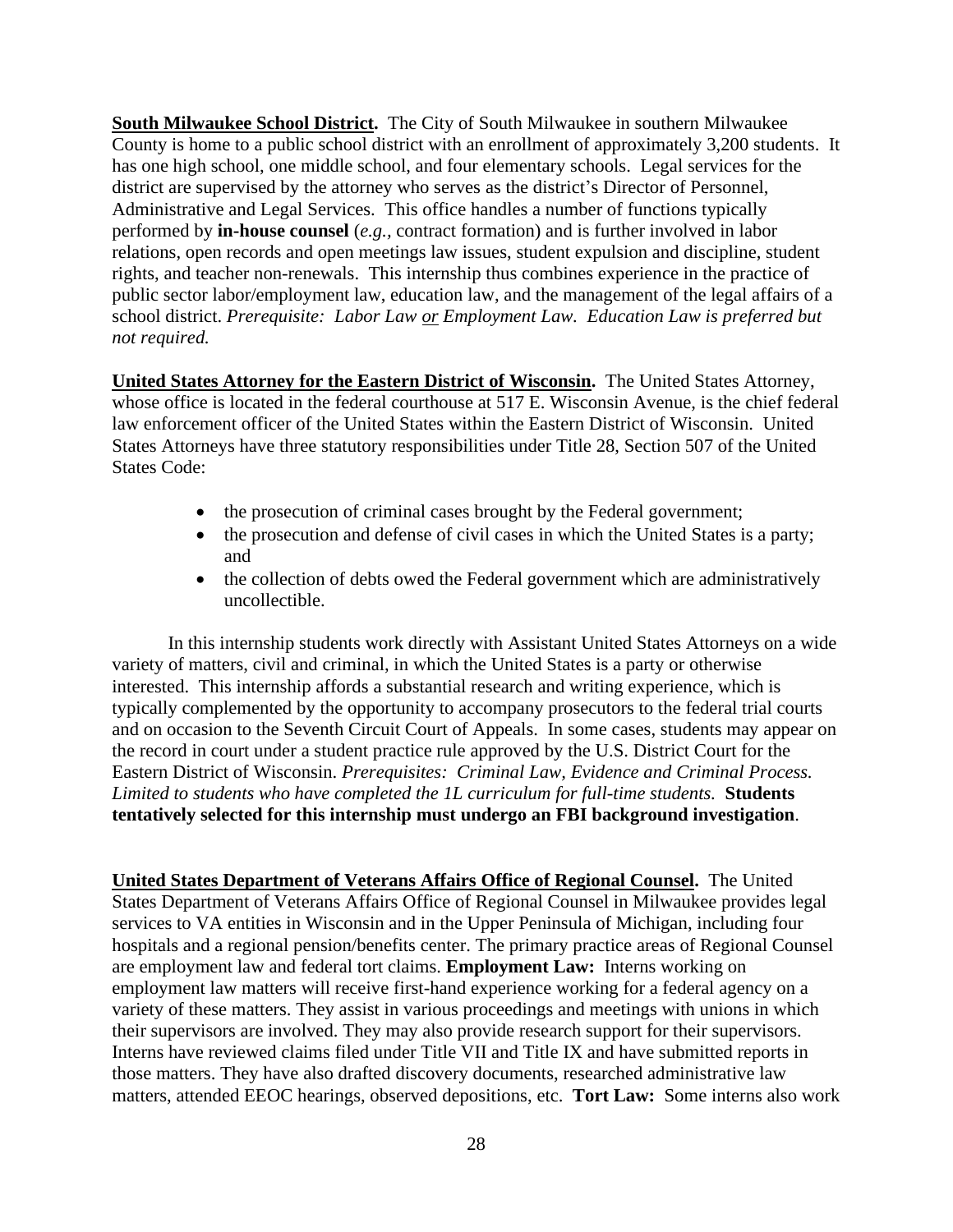**South Milwaukee School District.** The City of South Milwaukee in southern Milwaukee County is home to a public school district with an enrollment of approximately 3,200 students. It has one high school, one middle school, and four elementary schools. Legal services for the district are supervised by the attorney who serves as the district's Director of Personnel, Administrative and Legal Services. This office handles a number of functions typically performed by **in-house counsel** (*e.g.*, contract formation) and is further involved in labor relations, open records and open meetings law issues, student expulsion and discipline, student rights, and teacher non-renewals. This internship thus combines experience in the practice of public sector labor/employment law, education law, and the management of the legal affairs of a school district. *Prerequisite: Labor Law or Employment Law. Education Law is preferred but not required.*

**United States Attorney for the Eastern District of Wisconsin.** The United States Attorney, whose office is located in the federal courthouse at 517 E. Wisconsin Avenue, is the chief federal law enforcement officer of the United States within the Eastern District of Wisconsin. United States Attorneys have three statutory responsibilities under Title 28, Section 507 of the United States Code:

- the prosecution of criminal cases brought by the Federal government;
- the prosecution and defense of civil cases in which the United States is a party; and
- the collection of debts owed the Federal government which are administratively uncollectible.

In this internship students work directly with Assistant United States Attorneys on a wide variety of matters, civil and criminal, in which the United States is a party or otherwise interested. This internship affords a substantial research and writing experience, which is typically complemented by the opportunity to accompany prosecutors to the federal trial courts and on occasion to the Seventh Circuit Court of Appeals. In some cases, students may appear on the record in court under a student practice rule approved by the U.S. District Court for the Eastern District of Wisconsin. *Prerequisites: Criminal Law, Evidence and Criminal Process. Limited to students who have completed the 1L curriculum for full-time students.* **Students tentatively selected for this internship must undergo an FBI background investigation**.

**United States Department of Veterans Affairs Office of Regional Counsel.** The United States Department of Veterans Affairs Office of Regional Counsel in Milwaukee provides legal services to VA entities in Wisconsin and in the Upper Peninsula of Michigan, including four hospitals and a regional pension/benefits center. The primary practice areas of Regional Counsel are employment law and federal tort claims. **Employment Law:** Interns working on employment law matters will receive first-hand experience working for a federal agency on a variety of these matters. They assist in various proceedings and meetings with unions in which their supervisors are involved. They may also provide research support for their supervisors. Interns have reviewed claims filed under Title VII and Title IX and have submitted reports in those matters. They have also drafted discovery documents, researched administrative law matters, attended EEOC hearings, observed depositions, etc. **Tort Law:** Some interns also work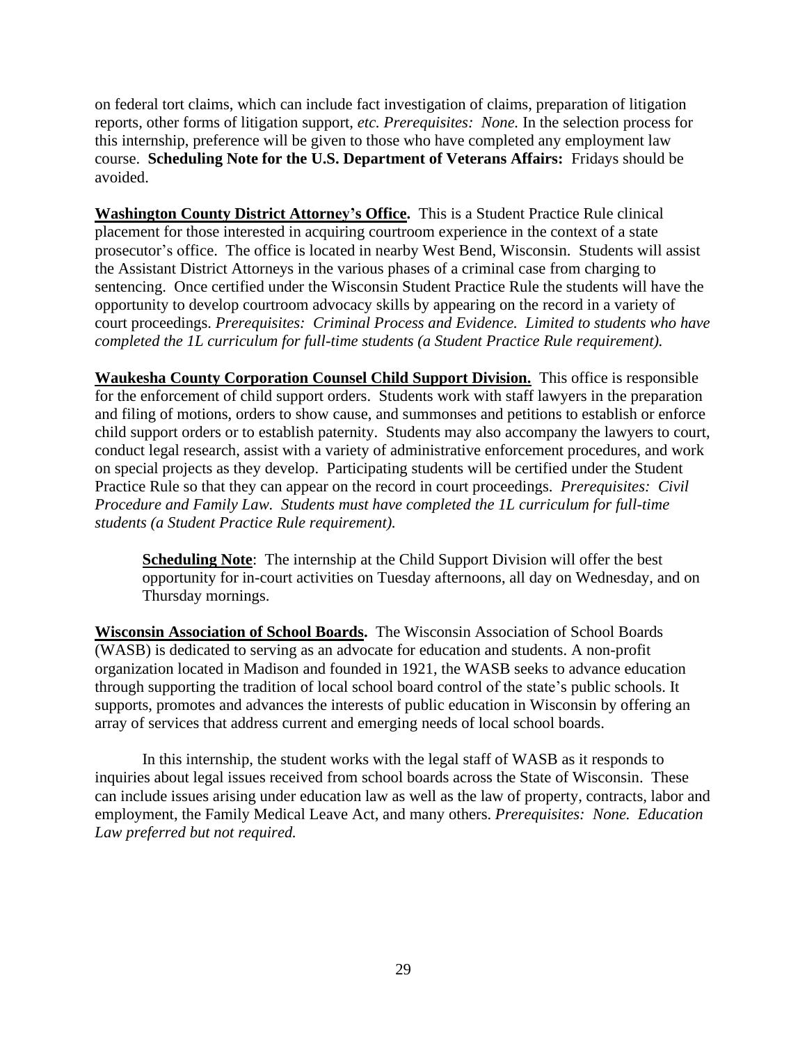on federal tort claims, which can include fact investigation of claims, preparation of litigation reports, other forms of litigation support, *etc. Prerequisites: None.* In the selection process for this internship, preference will be given to those who have completed any employment law course. **Scheduling Note for the U.S. Department of Veterans Affairs:** Fridays should be avoided.

**Washington County District Attorney's Office.** This is a Student Practice Rule clinical placement for those interested in acquiring courtroom experience in the context of a state prosecutor's office. The office is located in nearby West Bend, Wisconsin. Students will assist the Assistant District Attorneys in the various phases of a criminal case from charging to sentencing. Once certified under the Wisconsin Student Practice Rule the students will have the opportunity to develop courtroom advocacy skills by appearing on the record in a variety of court proceedings. *Prerequisites: Criminal Process and Evidence. Limited to students who have completed the 1L curriculum for full-time students (a Student Practice Rule requirement).*

**Waukesha County Corporation Counsel Child Support Division.** This office is responsible for the enforcement of child support orders. Students work with staff lawyers in the preparation and filing of motions, orders to show cause, and summonses and petitions to establish or enforce child support orders or to establish paternity. Students may also accompany the lawyers to court, conduct legal research, assist with a variety of administrative enforcement procedures, and work on special projects as they develop. Participating students will be certified under the Student Practice Rule so that they can appear on the record in court proceedings. *Prerequisites: Civil Procedure and Family Law. Students must have completed the 1L curriculum for full-time students (a Student Practice Rule requirement).*

> **Scheduling Note**: The internship at the Child Support Division will offer the best opportunity for in-court activities on Tuesday afternoons, all day on Wednesday, and on Thursday mornings.

**Wisconsin Association of School Boards.** The Wisconsin Association of School Boards (WASB) is dedicated to serving as an advocate for education and students. A non-profit organization located in Madison and founded in 1921, the WASB seeks to advance education through supporting the tradition of local school board control of the state's public schools. It supports, promotes and advances the interests of public education in Wisconsin by offering an array of services that address current and emerging needs of local school boards.

In this internship, the student works with the legal staff of WASB as it responds to inquiries about legal issues received from school boards across the State of Wisconsin. These can include issues arising under education law as well as the law of property, contracts, labor and employment, the Family Medical Leave Act, and many others. *Prerequisites: None. Education Law preferred but not required.*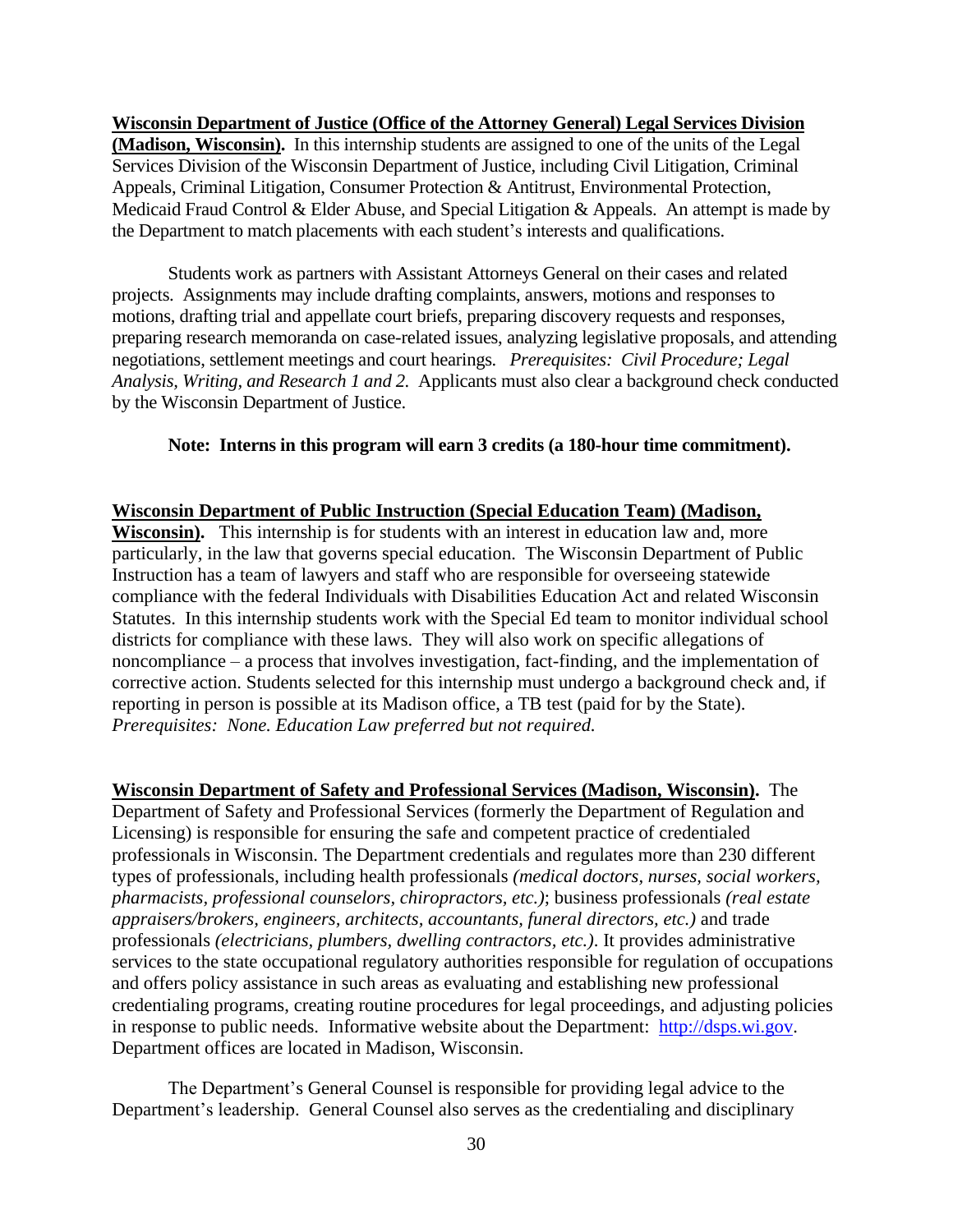**<u>Wisconsin Department of Justice (Office of the Attorney General) Legal Services Division (Madison, Wisconsin).</u>** In this internship students are assigned to one of the units of the Legal Services Division of the Wisconsin Department of Justice, including Civil Litigation, Criminal Appeals, Criminal Litigation, Consumer Protection & Antitrust, Environmental Protection, Medicaid Fraud Control & Elder Abuse, and Special Litigation & Appeals. An attempt is made by the Department to match placements with each student's interests and qualifications.

Students work as partners with Assistant Attorneys General on their cases and related projects. Assignments may include drafting complaints, answers, motions and responses to motions, drafting trial and appellate court briefs, preparing discovery requests and responses, preparing research memoranda on case-related issues, analyzing legislative proposals, and attending negotiations, settlement meetings and court hearings. *Prerequisites: Civil Procedure; Legal Analysis, Writing, and Research 1 and 2.* Applicants must also clear a background check conducted by the Wisconsin Department of Justice.

**Note: Interns in this program will earn 3 credits (a 180-hour time commitment).**

**<u>Wisconsin Department of Public Instruction (Special Education Team) (Madison, Wisconsin).</u>** This internship is for students with an interest in education law and, more particularly, in the law that governs special education. The Wisconsin Department of Public Instruction has a team of lawyers and staff who are responsible for overseeing statewide compliance with the federal Individuals with Disabilities Education Act and related Wisconsin Statutes. In this internship students work with the Special Ed team to monitor individual school districts for compliance with these laws. They will also work on specific allegations of noncompliance – a process that involves investigation, fact-finding, and the implementation of corrective action. Students selected for this internship must undergo a background check and, if reporting in person is possible at its Madison office, a TB test (paid for by the State). *Prerequisites: None. Education Law preferred but not required.*

**<u>Wisconsin Department of Safety and Professional Services (Madison, Wisconsin).</u>** The Department of Safety and Professional Services (formerly the Department of Regulation and Licensing) is responsible for ensuring the safe and competent practice of credentialed professionals in Wisconsin. The Department credentials and regulates more than 230 different types of professionals, including health professionals *(medical doctors, nurses, social workers, pharmacists, professional counselors, chiropractors, etc.)*; business professionals *(real estate appraisers/brokers, engineers, architects, accountants, funeral directors, etc.)* and trade professionals *(electricians, plumbers, dwelling contractors, etc.)*. It provides administrative services to the state occupational regulatory authorities responsible for regulation of occupations and offers policy assistance in such areas as evaluating and establishing new professional credentialing programs, creating routine procedures for legal proceedings, and adjusting policies in response to public needs. Informative website about the Department: [http://dsps.wi.gov](http://dsps.wi.gov). Department offices are located in Madison, Wisconsin.

The Department's General Counsel is responsible for providing legal advice to the Department's leadership. General Counsel also serves as the credentialing and disciplinary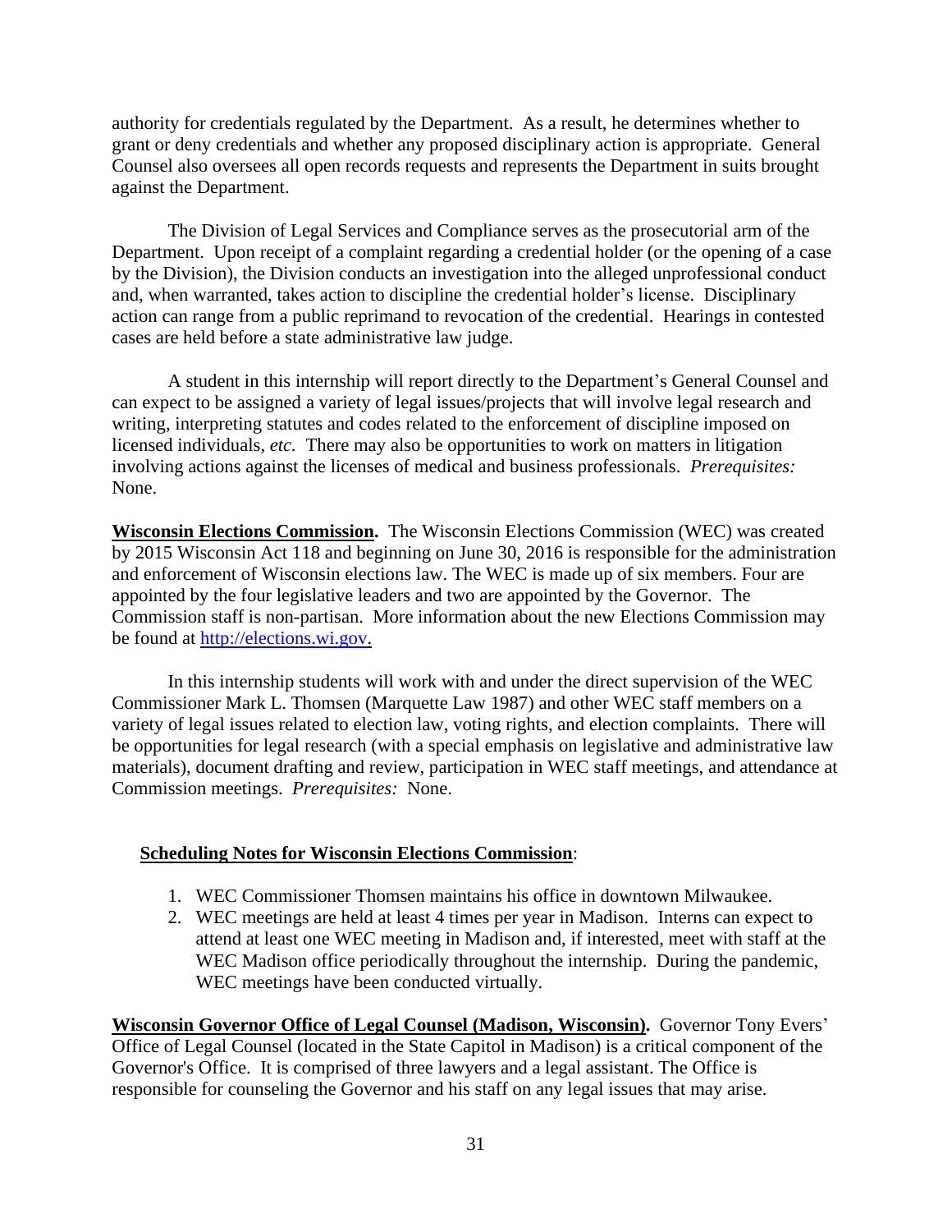authority for credentials regulated by the Department. As a result, he determines whether to grant or deny credentials and whether any proposed disciplinary action is appropriate. General Counsel also oversees all open records requests and represents the Department in suits brought against the Department.

The Division of Legal Services and Compliance serves as the prosecutorial arm of the Department. Upon receipt of a complaint regarding a credential holder (or the opening of a case by the Division), the Division conducts an investigation into the alleged unprofessional conduct and, when warranted, takes action to discipline the credential holder's license. Disciplinary action can range from a public reprimand to revocation of the credential. Hearings in contested cases are held before a state administrative law judge.

A student in this internship will report directly to the Department's General Counsel and can expect to be assigned a variety of legal issues/projects that will involve legal research and writing, interpreting statutes and codes related to the enforcement of discipline imposed on licensed individuals, *etc.* There may also be opportunities to work on matters in litigation involving actions against the licenses of medical and business professionals. *Prerequisites:* None.

**Wisconsin Elections Commission.** The Wisconsin Elections Commission (WEC) was created by 2015 Wisconsin Act 118 and beginning on June 30, 2016 is responsible for the administration and enforcement of Wisconsin elections law. The WEC is made up of six members. Four are appointed by the four legislative leaders and two are appointed by the Governor. The Commission staff is non-partisan. More information about the new Elections Commission may be found at [http://elections.wi.gov.](http://elections.wi.gov)

In this internship students will work with and under the direct supervision of the WEC Commissioner Mark L. Thomsen (Marquette Law 1987) and other WEC staff members on a variety of legal issues related to election law, voting rights, and election complaints. There will be opportunities for legal research (with a special emphasis on legislative and administrative law materials), document drafting and review, participation in WEC staff meetings, and attendance at Commission meetings. *Prerequisites:* None.

**Scheduling Notes for Wisconsin Elections Commission**:

1. WEC Commissioner Thomsen maintains his office in downtown Milwaukee.
2. WEC meetings are held at least 4 times per year in Madison. Interns can expect to attend at least one WEC meeting in Madison and, if interested, meet with staff at the WEC Madison office periodically throughout the internship. During the pandemic, WEC meetings have been conducted virtually.

**Wisconsin Governor Office of Legal Counsel (Madison, Wisconsin).** Governor Tony Evers' Office of Legal Counsel (located in the State Capitol in Madison) is a critical component of the Governor's Office. It is comprised of three lawyers and a legal assistant. The Office is responsible for counseling the Governor and his staff on any legal issues that may arise.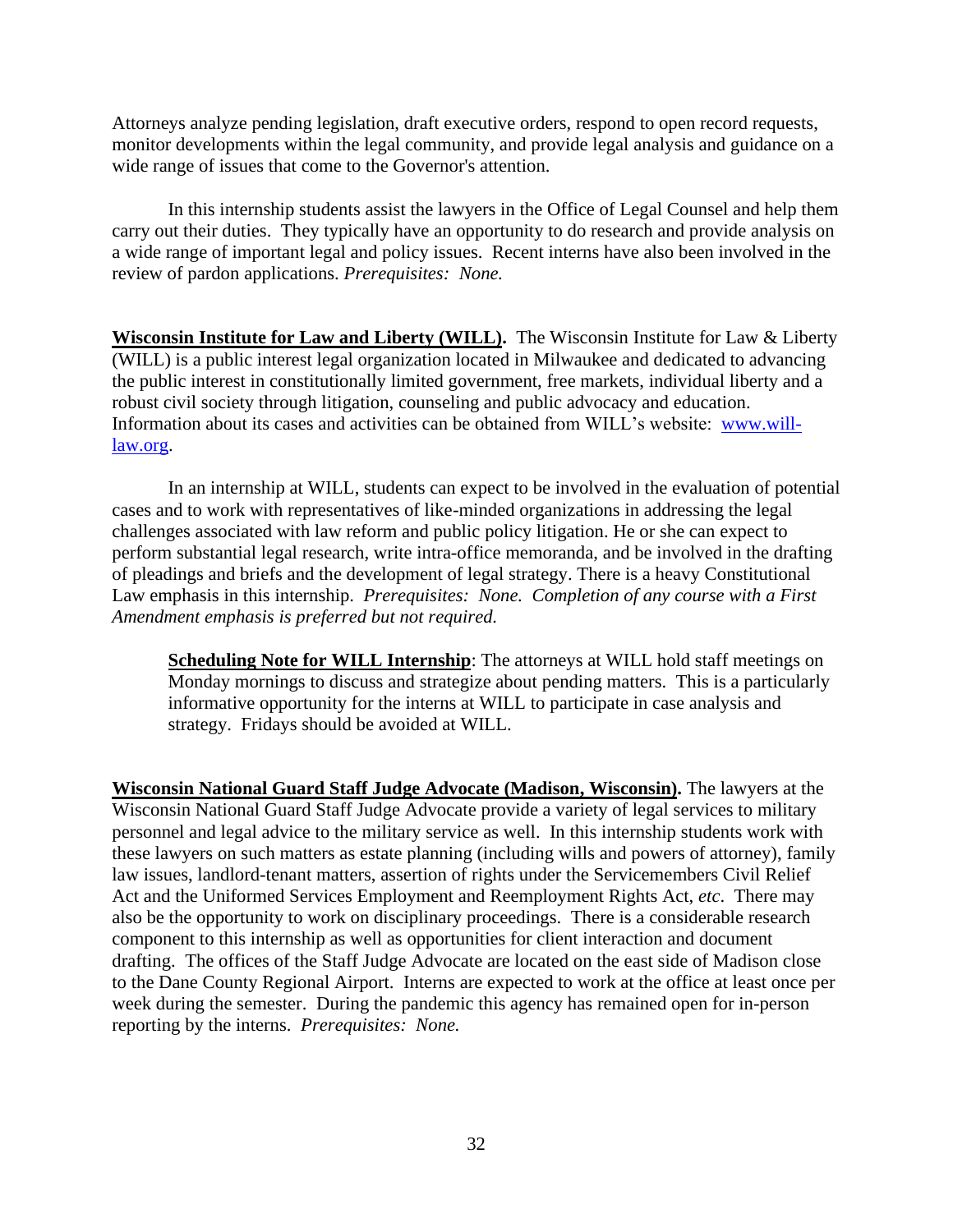Attorneys analyze pending legislation, draft executive orders, respond to open record requests, monitor developments within the legal community, and provide legal analysis and guidance on a wide range of issues that come to the Governor's attention.

In this internship students assist the lawyers in the Office of Legal Counsel and help them carry out their duties. They typically have an opportunity to do research and provide analysis on a wide range of important legal and policy issues. Recent interns have also been involved in the review of pardon applications. *Prerequisites: None.*

**Wisconsin Institute for Law and Liberty (WILL).** The Wisconsin Institute for Law & Liberty (WILL) is a public interest legal organization located in Milwaukee and dedicated to advancing the public interest in constitutionally limited government, free markets, individual liberty and a robust civil society through litigation, counseling and public advocacy and education. Information about its cases and activities can be obtained from WILL's website: [www.will-law.org](http://www.will-law.org).

In an internship at WILL, students can expect to be involved in the evaluation of potential cases and to work with representatives of like-minded organizations in addressing the legal challenges associated with law reform and public policy litigation. He or she can expect to perform substantial legal research, write intra-office memoranda, and be involved in the drafting of pleadings and briefs and the development of legal strategy. There is a heavy Constitutional Law emphasis in this internship. *Prerequisites: None. Completion of any course with a First Amendment emphasis is preferred but not required.*

> **Scheduling Note for WILL Internship**: The attorneys at WILL hold staff meetings on Monday mornings to discuss and strategize about pending matters. This is a particularly informative opportunity for the interns at WILL to participate in case analysis and strategy. Fridays should be avoided at WILL.

**Wisconsin National Guard Staff Judge Advocate (Madison, Wisconsin).** The lawyers at the Wisconsin National Guard Staff Judge Advocate provide a variety of legal services to military personnel and legal advice to the military service as well. In this internship students work with these lawyers on such matters as estate planning (including wills and powers of attorney), family law issues, landlord-tenant matters, assertion of rights under the Servicemembers Civil Relief Act and the Uniformed Services Employment and Reemployment Rights Act, *etc*. There may also be the opportunity to work on disciplinary proceedings. There is a considerable research component to this internship as well as opportunities for client interaction and document drafting. The offices of the Staff Judge Advocate are located on the east side of Madison close to the Dane County Regional Airport. Interns are expected to work at the office at least once per week during the semester. During the pandemic this agency has remained open for in-person reporting by the interns. *Prerequisites: None.*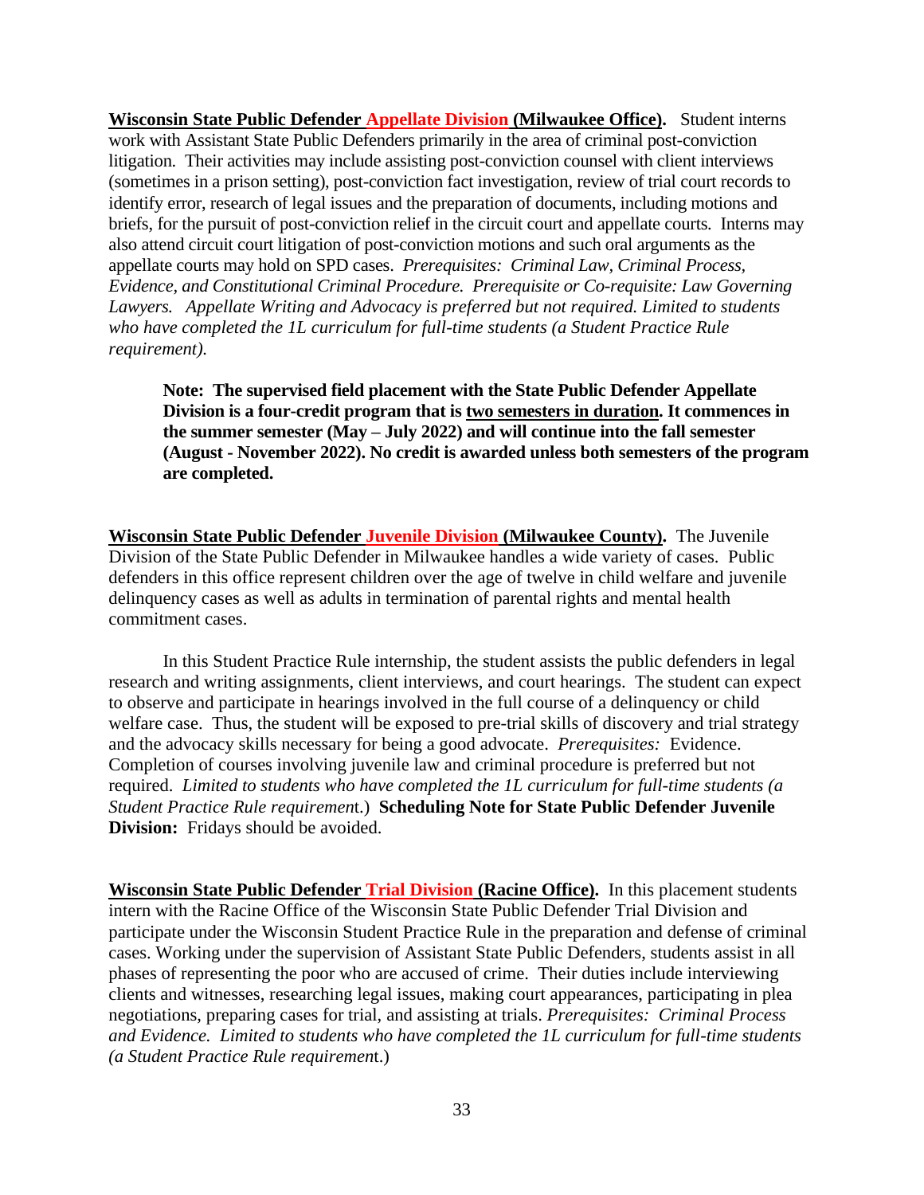**Wisconsin State Public Defender Appellate Division (Milwaukee Office).** Student interns work with Assistant State Public Defenders primarily in the area of criminal post-conviction litigation. Their activities may include assisting post-conviction counsel with client interviews (sometimes in a prison setting), post-conviction fact investigation, review of trial court records to identify error, research of legal issues and the preparation of documents, including motions and briefs, for the pursuit of post-conviction relief in the circuit court and appellate courts. Interns may also attend circuit court litigation of post-conviction motions and such oral arguments as the appellate courts may hold on SPD cases. *Prerequisites: Criminal Law, Criminal Process, Evidence, and Constitutional Criminal Procedure. Prerequisite or Co-requisite: Law Governing Lawyers. Appellate Writing and Advocacy is preferred but not required. Limited to students who have completed the 1L curriculum for full-time students (a Student Practice Rule requirement).*

> **Note: The supervised field placement with the State Public Defender Appellate Division is a four-credit program that is two semesters in duration. It commences in the summer semester (May – July 2022) and will continue into the fall semester (August - November 2022). No credit is awarded unless both semesters of the program are completed.**

**Wisconsin State Public Defender Juvenile Division (Milwaukee County).** The Juvenile Division of the State Public Defender in Milwaukee handles a wide variety of cases. Public defenders in this office represent children over the age of twelve in child welfare and juvenile delinquency cases as well as adults in termination of parental rights and mental health commitment cases.

In this Student Practice Rule internship, the student assists the public defenders in legal research and writing assignments, client interviews, and court hearings. The student can expect to observe and participate in hearings involved in the full course of a delinquency or child welfare case. Thus, the student will be exposed to pre-trial skills of discovery and trial strategy and the advocacy skills necessary for being a good advocate. *Prerequisites:* Evidence. Completion of courses involving juvenile law and criminal procedure is preferred but not required. *Limited to students who have completed the 1L curriculum for full-time students (a Student Practice Rule requirement.)* **Scheduling Note for State Public Defender Juvenile Division:** Fridays should be avoided.

**Wisconsin State Public Defender Trial Division (Racine Office).** In this placement students intern with the Racine Office of the Wisconsin State Public Defender Trial Division and participate under the Wisconsin Student Practice Rule in the preparation and defense of criminal cases. Working under the supervision of Assistant State Public Defenders, students assist in all phases of representing the poor who are accused of crime. Their duties include interviewing clients and witnesses, researching legal issues, making court appearances, participating in plea negotiations, preparing cases for trial, and assisting at trials. *Prerequisites: Criminal Process and Evidence. Limited to students who have completed the 1L curriculum for full-time students (a Student Practice Rule requirement.)*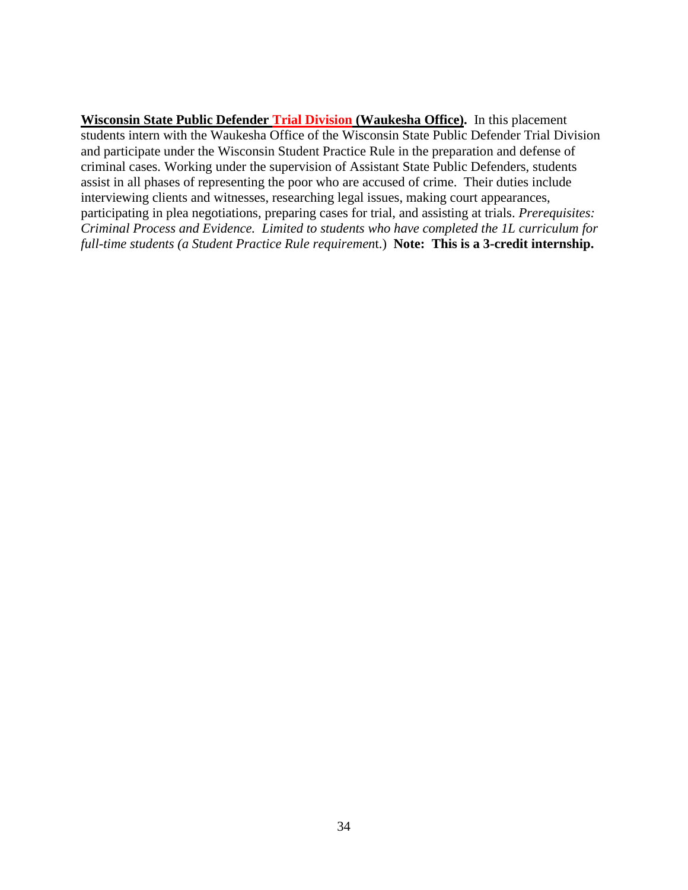**Wisconsin State Public Defender Trial Division (Waukesha Office).** In this placement students intern with the Waukesha Office of the Wisconsin State Public Defender Trial Division and participate under the Wisconsin Student Practice Rule in the preparation and defense of criminal cases. Working under the supervision of Assistant State Public Defenders, students assist in all phases of representing the poor who are accused of crime. Their duties include interviewing clients and witnesses, researching legal issues, making court appearances, participating in plea negotiations, preparing cases for trial, and assisting at trials. *Prerequisites: Criminal Process and Evidence. Limited to students who have completed the 1L curriculum for full-time students (a Student Practice Rule requirement.)* **Note: This is a 3-credit internship.**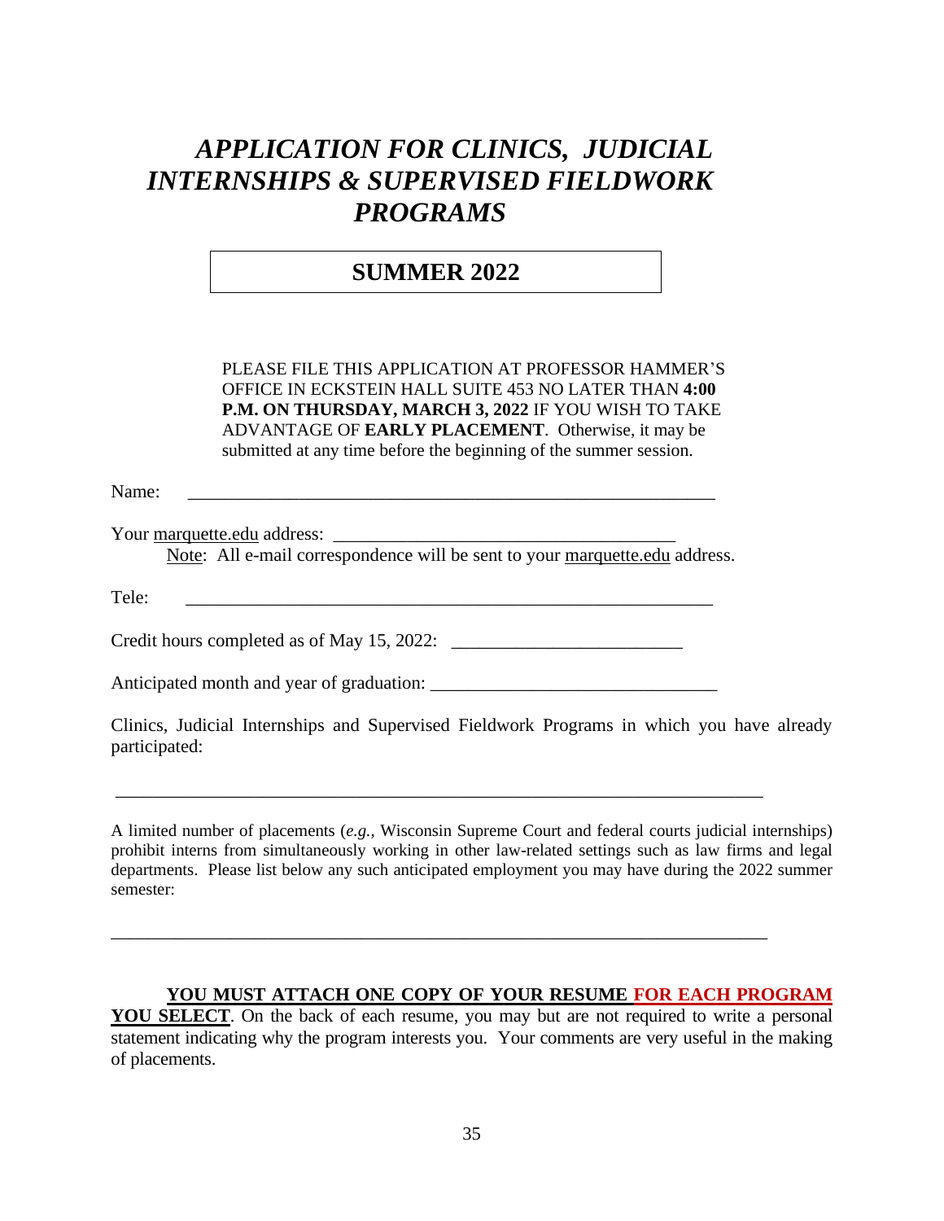# *APPLICATION FOR CLINICS, JUDICIAL INTERNSHIPS & SUPERVISED FIELDWORK PROGRAMS*

## SUMMER 2022

PLEASE FILE THIS APPLICATION AT PROFESSOR HAMMER'S OFFICE IN ECKSTEIN HALL SUITE 453 NO LATER THAN **4:00 P.M. ON THURSDAY, MARCH 3, 2022** IF YOU WISH TO TAKE ADVANTAGE OF **EARLY PLACEMENT**. Otherwise, it may be submitted at any time before the beginning of the summer session.

Name: ____________________________________________________________

Your marquette.edu address: ______________________________________

Note: All e-mail correspondence will be sent to your marquette.edu address.

Tele: ____________________________________________________________

Credit hours completed as of May 15, 2022: ________________________

Anticipated month and year of graduation: _____________________________

Clinics, Judicial Internships and Supervised Fieldwork Programs in which you have already participated:

_________________________________________________________________________

A limited number of placements (*e.g.,* Wisconsin Supreme Court and federal courts judicial internships) prohibit interns from simultaneously working in other law-related settings such as law firms and legal departments. Please list below any such anticipated employment you may have during the 2022 summer semester:

_________________________________________________________________________

**YOU MUST ATTACH ONE COPY OF YOUR RESUME FOR EACH PROGRAM YOU SELECT**. On the back of each resume, you may but are not required to write a personal statement indicating why the program interests you. Your comments are very useful in the making of placements.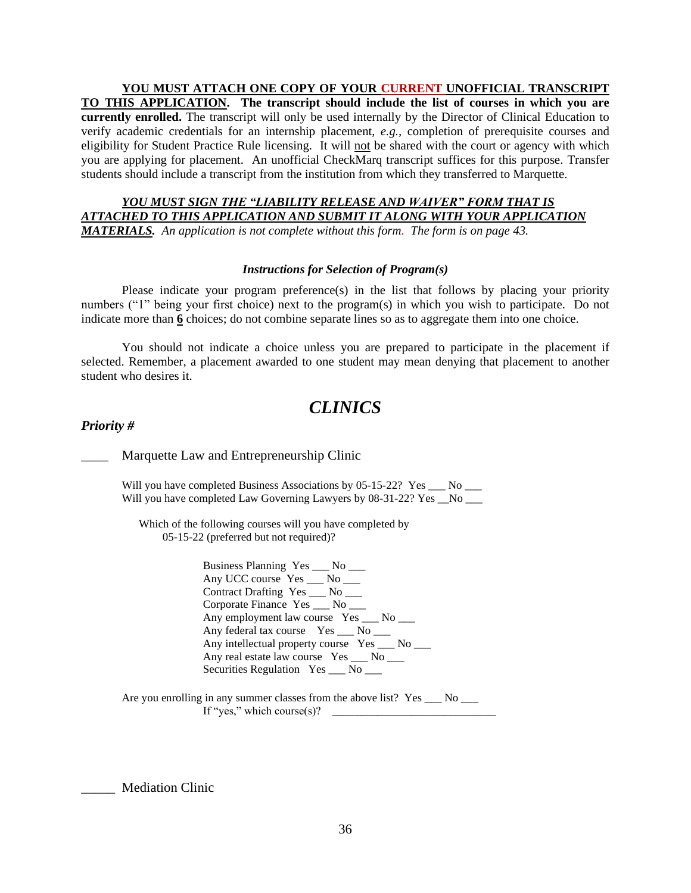**<u>YOU MUST ATTACH ONE COPY OF YOUR CURRENT UNOFFICIAL TRANSCRIPT TO THIS APPLICATION</u>. The transcript should include the list of courses in which you are currently enrolled.** The transcript will only be used internally by the Director of Clinical Education to verify academic credentials for an internship placement, *e.g.*, completion of prerequisite courses and eligibility for Student Practice Rule licensing. It will <u>not</u> be shared with the court or agency with which you are applying for placement. An unofficial CheckMarq transcript suffices for this purpose. Transfer students should include a transcript from the institution from which they transferred to Marquette.

***<u>YOU MUST SIGN THE "LIABILITY RELEASE AND WAIVER" FORM THAT IS ATTACHED TO THIS APPLICATION AND SUBMIT IT ALONG WITH YOUR APPLICATION MATERIALS</u>.*** *An application is not complete without this form. The form is on page 43.*

***Instructions for Selection of Program(s)***

Please indicate your program preference(s) in the list that follows by placing your priority numbers ("1" being your first choice) next to the program(s) in which you wish to participate. Do not indicate more than **<u>6</u>** choices; do not combine separate lines so as to aggregate them into one choice.

You should not indicate a choice unless you are prepared to participate in the placement if selected. Remember, a placement awarded to one student may mean denying that placement to another student who desires it.

# *CLINICS*

***Priority #***

____ Marquette Law and Entrepreneurship Clinic

Will you have completed Business Associations by 05-15-22? Yes ___ No ___
Will you have completed Law Governing Lawyers by 08-31-22? Yes __No ___

Which of the following courses will you have completed by 05-15-22 (preferred but not required)?

Business Planning Yes ___ No ___
Any UCC course Yes ___ No ___
Contract Drafting Yes ___ No ___
Corporate Finance Yes ___ No ___
Any employment law course Yes ___ No ___
Any federal tax course Yes ___ No ___
Any intellectual property course Yes ___ No ___
Any real estate law course Yes ___ No ___
Securities Regulation Yes ___ No ___

Are you enrolling in any summer classes from the above list? Yes ___ No ___
If "yes," which course(s)? _____________________________

_____ Mediation Clinic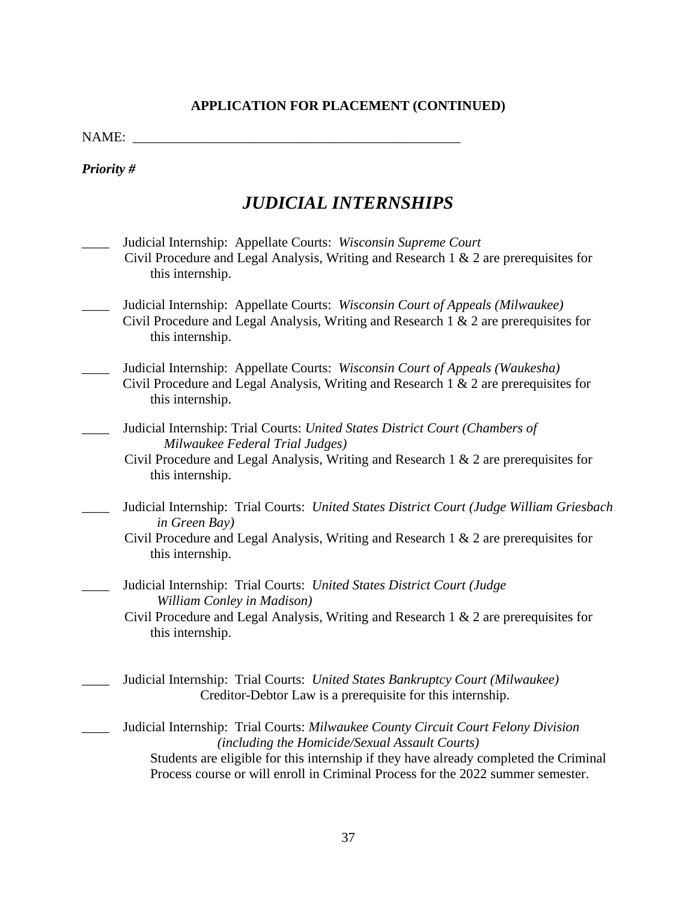**APPLICATION FOR PLACEMENT (CONTINUED)**

NAME: ___________________________________________________

***Priority #***

# *JUDICIAL INTERNSHIPS*

____ Judicial Internship: Appellate Courts: *Wisconsin Supreme Court*
Civil Procedure and Legal Analysis, Writing and Research 1 & 2 are prerequisites for this internship.

____ Judicial Internship: Appellate Courts: *Wisconsin Court of Appeals (Milwaukee)*
Civil Procedure and Legal Analysis, Writing and Research 1 & 2 are prerequisites for this internship.

____ Judicial Internship: Appellate Courts: *Wisconsin Court of Appeals (Waukesha)*
Civil Procedure and Legal Analysis, Writing and Research 1 & 2 are prerequisites for this internship.

____ Judicial Internship: Trial Courts: *United States District Court (Chambers of Milwaukee Federal Trial Judges)*
Civil Procedure and Legal Analysis, Writing and Research 1 & 2 are prerequisites for this internship.

____ Judicial Internship: Trial Courts: *United States District Court (Judge William Griesbach in Green Bay)*
Civil Procedure and Legal Analysis, Writing and Research 1 & 2 are prerequisites for this internship.

____ Judicial Internship: Trial Courts: *United States District Court (Judge William Conley in Madison)*
Civil Procedure and Legal Analysis, Writing and Research 1 & 2 are prerequisites for this internship.

____ Judicial Internship: Trial Courts: *United States Bankruptcy Court (Milwaukee)*
Creditor-Debtor Law is a prerequisite for this internship.

____ Judicial Internship: Trial Courts: *Milwaukee County Circuit Court Felony Division (including the Homicide/Sexual Assault Courts)*
Students are eligible for this internship if they have already completed the Criminal Process course or will enroll in Criminal Process for the 2022 summer semester.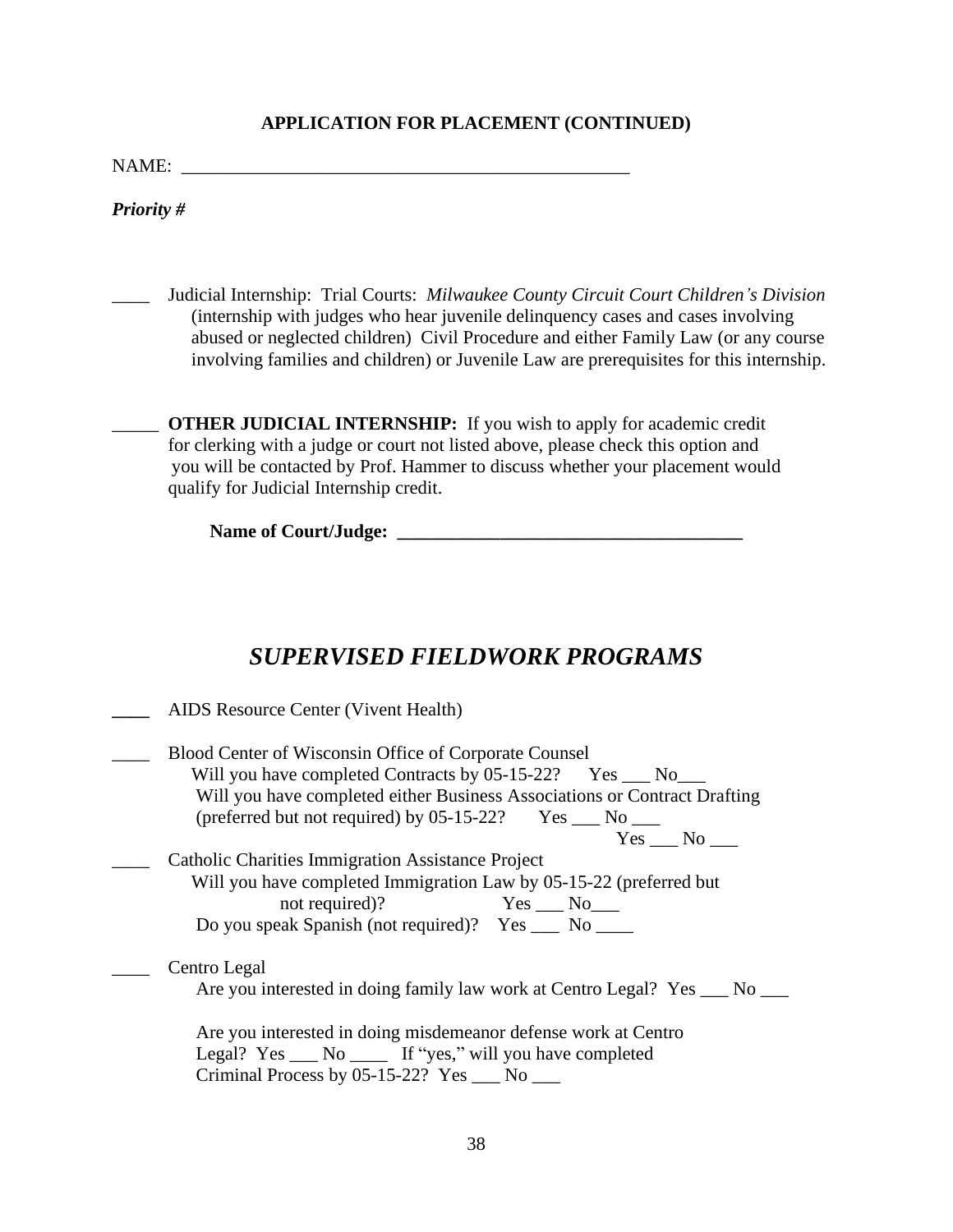**APPLICATION FOR PLACEMENT (CONTINUED)**

NAME: \_\_\_\_\_\_\_\_\_\_\_\_\_\_\_\_\_\_\_\_\_\_\_\_\_\_\_\_\_\_\_\_\_\_\_\_\_\_\_\_\_\_\_\_\_\_\_\_\_\_

***Priority #***

\_\_\_\_ Judicial Internship: Trial Courts: *Milwaukee County Circuit Court Children's Division* (internship with judges who hear juvenile delinquency cases and cases involving abused or neglected children) Civil Procedure and either Family Law (or any course involving families and children) or Juvenile Law are prerequisites for this internship.

\_\_\_\_\_ **OTHER JUDICIAL INTERNSHIP:** If you wish to apply for academic credit for clerking with a judge or court not listed above, please check this option and you will be contacted by Prof. Hammer to discuss whether your placement would qualify for Judicial Internship credit.

**Name of Court/Judge: \_\_\_\_\_\_\_\_\_\_\_\_\_\_\_\_\_\_\_\_\_\_\_\_\_\_\_\_\_\_\_\_\_\_\_\_\_\_\_**

## *SUPERVISED FIELDWORK PROGRAMS*

\_\_\_\_ AIDS Resource Center (Vivent Health)

\_\_\_\_ Blood Center of Wisconsin Office of Corporate Counsel
Will you have completed Contracts by 05-15-22? Yes \_\_\_ No\_\_\_
Will you have completed either Business Associations or Contract Drafting (preferred but not required) by 05-15-22? Yes \_\_\_ No \_\_\_
Yes \_\_\_ No \_\_\_

\_\_\_\_ Catholic Charities Immigration Assistance Project
Will you have completed Immigration Law by 05-15-22 (preferred but not required)? Yes \_\_\_ No\_\_\_
Do you speak Spanish (not required)? Yes \_\_\_ No \_\_\_\_

\_\_\_\_ Centro Legal
Are you interested in doing family law work at Centro Legal? Yes \_\_\_ No \_\_\_

Are you interested in doing misdemeanor defense work at Centro Legal? Yes \_\_\_ No \_\_\_\_ If "yes," will you have completed Criminal Process by 05-15-22? Yes \_\_\_ No \_\_\_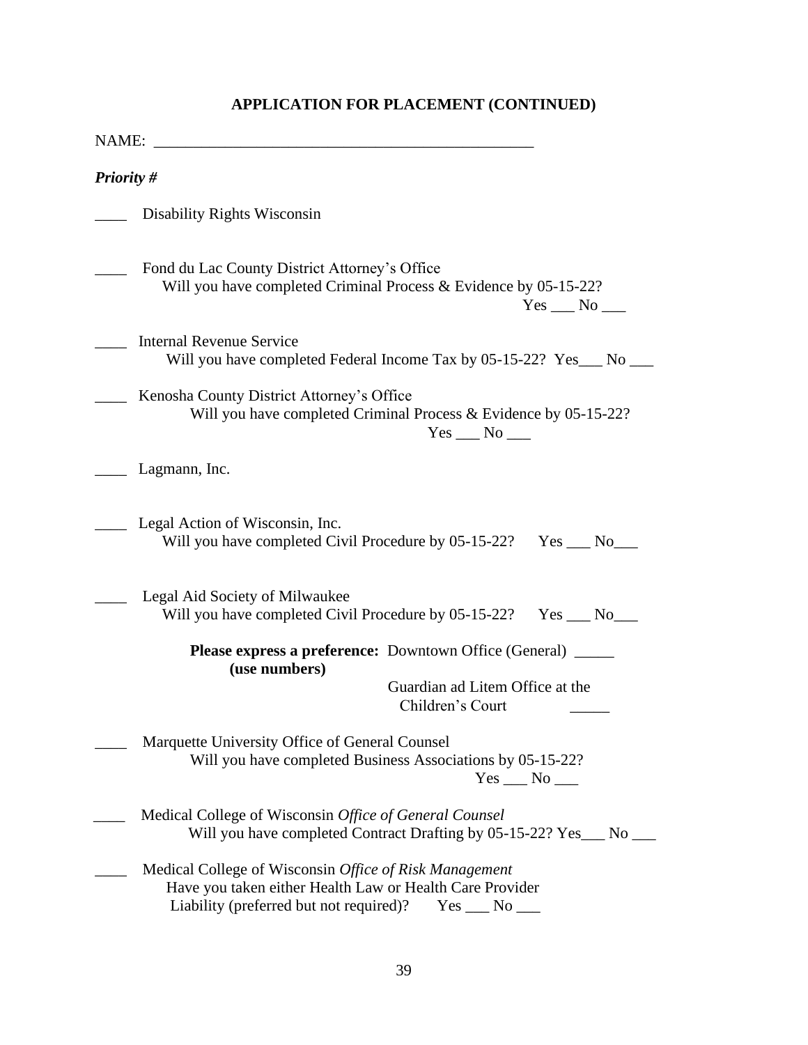## APPLICATION FOR PLACEMENT (CONTINUED)

NAME: ___________________________________________________

***Priority #***

____ Disability Rights Wisconsin

____ Fond du Lac County District Attorney's Office
Will you have completed Criminal Process & Evidence by 05-15-22?
Yes ___ No ___

____ Internal Revenue Service
Will you have completed Federal Income Tax by 05-15-22? Yes___ No ___

____ Kenosha County District Attorney's Office
Will you have completed Criminal Process & Evidence by 05-15-22?
Yes ___ No ___

____ Lagmann, Inc.

____ Legal Action of Wisconsin, Inc.
Will you have completed Civil Procedure by 05-15-22? Yes ___ No___

____ Legal Aid Society of Milwaukee
Will you have completed Civil Procedure by 05-15-22? Yes ___ No___

**Please express a preference:** Downtown Office (General) _____
**(use numbers)**
Guardian ad Litem Office at the Children's Court _____

____ Marquette University Office of General Counsel
Will you have completed Business Associations by 05-15-22?
Yes ___ No ___

____ Medical College of Wisconsin *Office of General Counsel*
Will you have completed Contract Drafting by 05-15-22? Yes___ No ___

____ Medical College of Wisconsin *Office of Risk Management*
Have you taken either Health Law or Health Care Provider Liability (preferred but not required)? Yes ___ No ___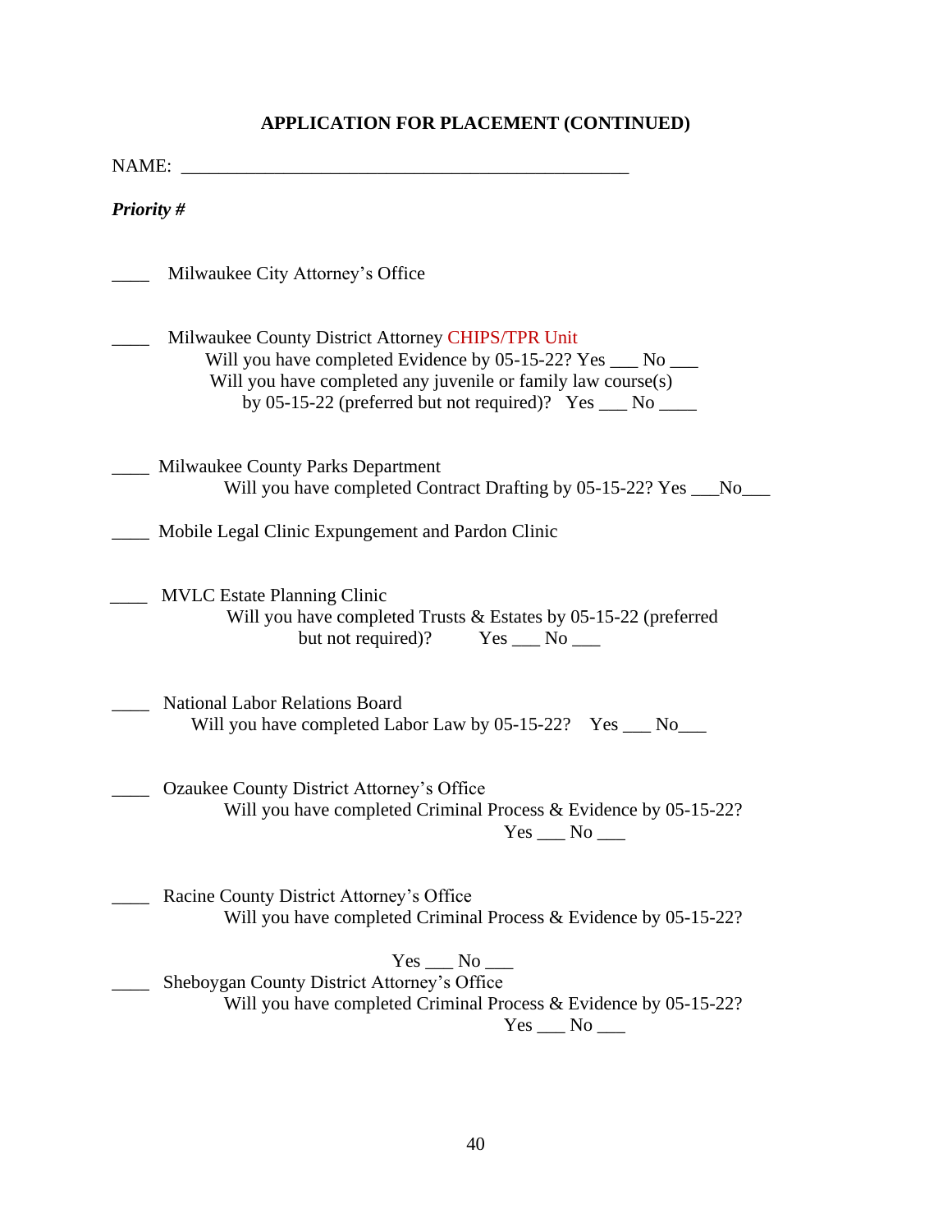**APPLICATION FOR PLACEMENT (CONTINUED)**

NAME: ________________________________________________

***Priority #***

____ Milwaukee City Attorney's Office

____ Milwaukee County District Attorney CHIPS/TPR Unit
Will you have completed Evidence by 05-15-22? Yes ___ No ___
Will you have completed any juvenile or family law course(s) by 05-15-22 (preferred but not required)? Yes ___ No ____

____ Milwaukee County Parks Department
Will you have completed Contract Drafting by 05-15-22? Yes ___No___

____ Mobile Legal Clinic Expungement and Pardon Clinic

____ MVLC Estate Planning Clinic
Will you have completed Trusts & Estates by 05-15-22 (preferred but not required)? Yes ___ No ___

____ National Labor Relations Board
Will you have completed Labor Law by 05-15-22? Yes ___ No___

____ Ozaukee County District Attorney's Office
Will you have completed Criminal Process & Evidence by 05-15-22?
Yes ___ No ___

____ Racine County District Attorney's Office
Will you have completed Criminal Process & Evidence by 05-15-22?
Yes ___ No ___

____ Sheboygan County District Attorney's Office
Will you have completed Criminal Process & Evidence by 05-15-22?
Yes ___ No ___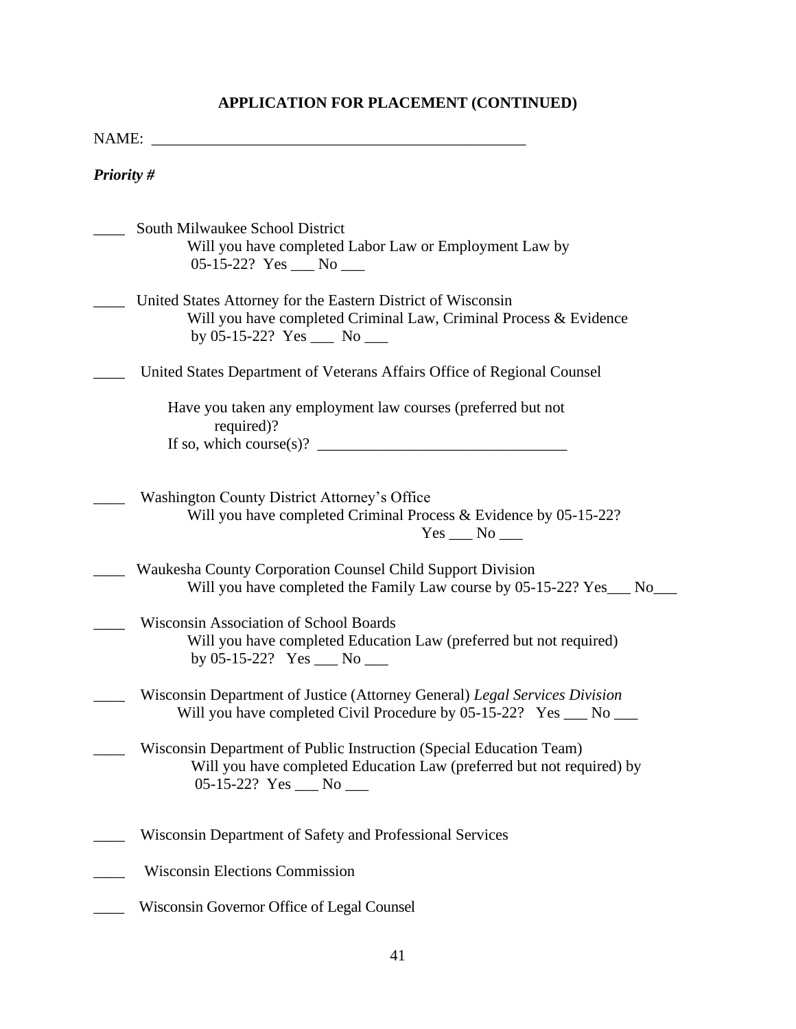## APPLICATION FOR PLACEMENT (CONTINUED)

NAME: ________________________________________________

***Priority #***

____ South Milwaukee School District
Will you have completed Labor Law or Employment Law by 05-15-22? Yes ___ No ___

____ United States Attorney for the Eastern District of Wisconsin
Will you have completed Criminal Law, Criminal Process & Evidence by 05-15-22? Yes ___ No ___

____ United States Department of Veterans Affairs Office of Regional Counsel

Have you taken any employment law courses (preferred but not required)?
If so, which course(s)? ________________________________

____ Washington County District Attorney's Office
Will you have completed Criminal Process & Evidence by 05-15-22?
Yes ___ No ___

____ Waukesha County Corporation Counsel Child Support Division
Will you have completed the Family Law course by 05-15-22? Yes___ No___

____ Wisconsin Association of School Boards
Will you have completed Education Law (preferred but not required) by 05-15-22? Yes ___ No ___

____ Wisconsin Department of Justice (Attorney General) *Legal Services Division*
Will you have completed Civil Procedure by 05-15-22? Yes ___ No ___

____ Wisconsin Department of Public Instruction (Special Education Team)
Will you have completed Education Law (preferred but not required) by 05-15-22? Yes ___ No ___

____ Wisconsin Department of Safety and Professional Services

____ Wisconsin Elections Commission

____ Wisconsin Governor Office of Legal Counsel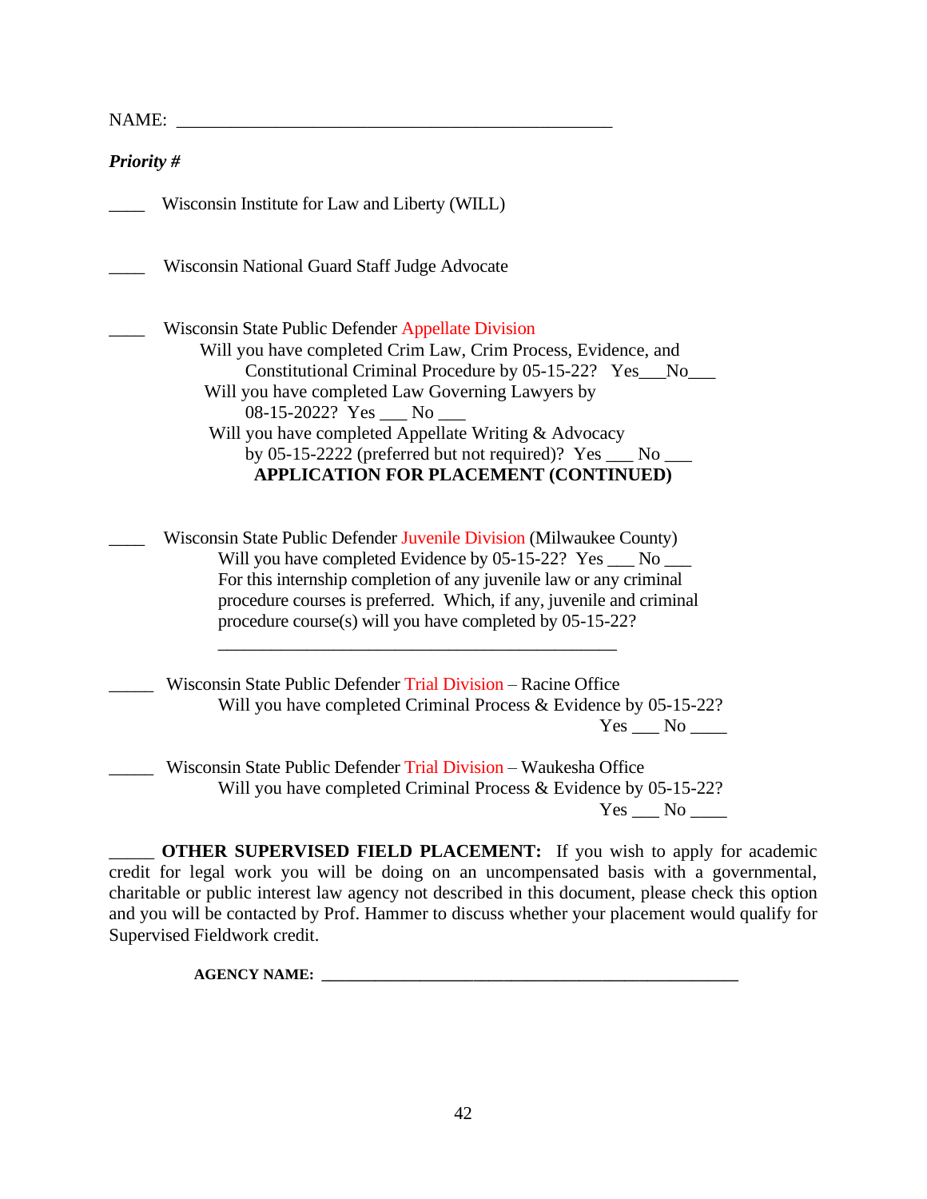NAME: ______________________________________________

***Priority #***

____ Wisconsin Institute for Law and Liberty (WILL)

____ Wisconsin National Guard Staff Judge Advocate

____ Wisconsin State Public Defender Appellate Division

Will you have completed Crim Law, Crim Process, Evidence, and Constitutional Criminal Procedure by 05-15-22? Yes___No___

Will you have completed Law Governing Lawyers by 08-15-2022? Yes ___ No ___

Will you have completed Appellate Writing & Advocacy by 05-15-2222 (preferred but not required)? Yes ___ No ___

**APPLICATION FOR PLACEMENT (CONTINUED)**

____ Wisconsin State Public Defender Juvenile Division (Milwaukee County)

Will you have completed Evidence by 05-15-22? Yes ___ No ___

For this internship completion of any juvenile law or any criminal procedure courses is preferred. Which, if any, juvenile and criminal procedure course(s) will you have completed by 05-15-22?

_____________________________________________

_____ Wisconsin State Public Defender Trial Division – Racine Office

Will you have completed Criminal Process & Evidence by 05-15-22? Yes ___ No ____

_____ Wisconsin State Public Defender Trial Division – Waukesha Office

Will you have completed Criminal Process & Evidence by 05-15-22? Yes ___ No ____

_____ **OTHER SUPERVISED FIELD PLACEMENT:** If you wish to apply for academic credit for legal work you will be doing on an uncompensated basis with a governmental, charitable or public interest law agency not described in this document, please check this option and you will be contacted by Prof. Hammer to discuss whether your placement would qualify for Supervised Fieldwork credit.

**AGENCY NAME:** _______________________________________________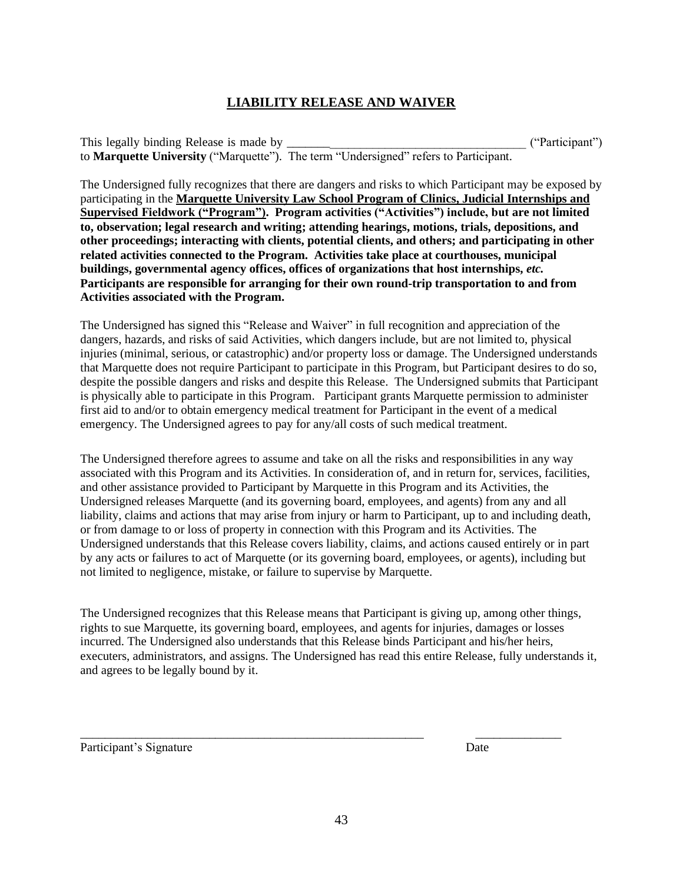# <u>LIABILITY RELEASE AND WAIVER</u>

This legally binding Release is made by ______________________________________ ("Participant") to **Marquette University** ("Marquette"). The term "Undersigned" refers to Participant.

The Undersigned fully recognizes that there are dangers and risks to which Participant may be exposed by participating in the **<u>Marquette University Law School Program of Clinics, Judicial Internships and Supervised Fieldwork ("Program")</u>. Program activities ("Activities") include, but are not limited to, observation; legal research and writing; attending hearings, motions, trials, depositions, and other proceedings; interacting with clients, potential clients, and others; and participating in other related activities connected to the Program. Activities take place at courthouses, municipal buildings, governmental agency offices, offices of organizations that host internships, *etc.* Participants are responsible for arranging for their own round-trip transportation to and from Activities associated with the Program.**

The Undersigned has signed this "Release and Waiver" in full recognition and appreciation of the dangers, hazards, and risks of said Activities, which dangers include, but are not limited to, physical injuries (minimal, serious, or catastrophic) and/or property loss or damage. The Undersigned understands that Marquette does not require Participant to participate in this Program, but Participant desires to do so, despite the possible dangers and risks and despite this Release. The Undersigned submits that Participant is physically able to participate in this Program. Participant grants Marquette permission to administer first aid to and/or to obtain emergency medical treatment for Participant in the event of a medical emergency. The Undersigned agrees to pay for any/all costs of such medical treatment.

The Undersigned therefore agrees to assume and take on all the risks and responsibilities in any way associated with this Program and its Activities. In consideration of, and in return for, services, facilities, and other assistance provided to Participant by Marquette in this Program and its Activities, the Undersigned releases Marquette (and its governing board, employees, and agents) from any and all liability, claims and actions that may arise from injury or harm to Participant, up to and including death, or from damage to or loss of property in connection with this Program and its Activities. The Undersigned understands that this Release covers liability, claims, and actions caused entirely or in part by any acts or failures to act of Marquette (or its governing board, employees, or agents), including but not limited to negligence, mistake, or failure to supervise by Marquette.

The Undersigned recognizes that this Release means that Participant is giving up, among other things, rights to sue Marquette, its governing board, employees, and agents for injuries, damages or losses incurred. The Undersigned also understands that this Release binds Participant and his/her heirs, executers, administrators, and assigns. The Undersigned has read this entire Release, fully understands it, and agrees to be legally bound by it.

______________________________________________________ ______________

Participant's Signature Date